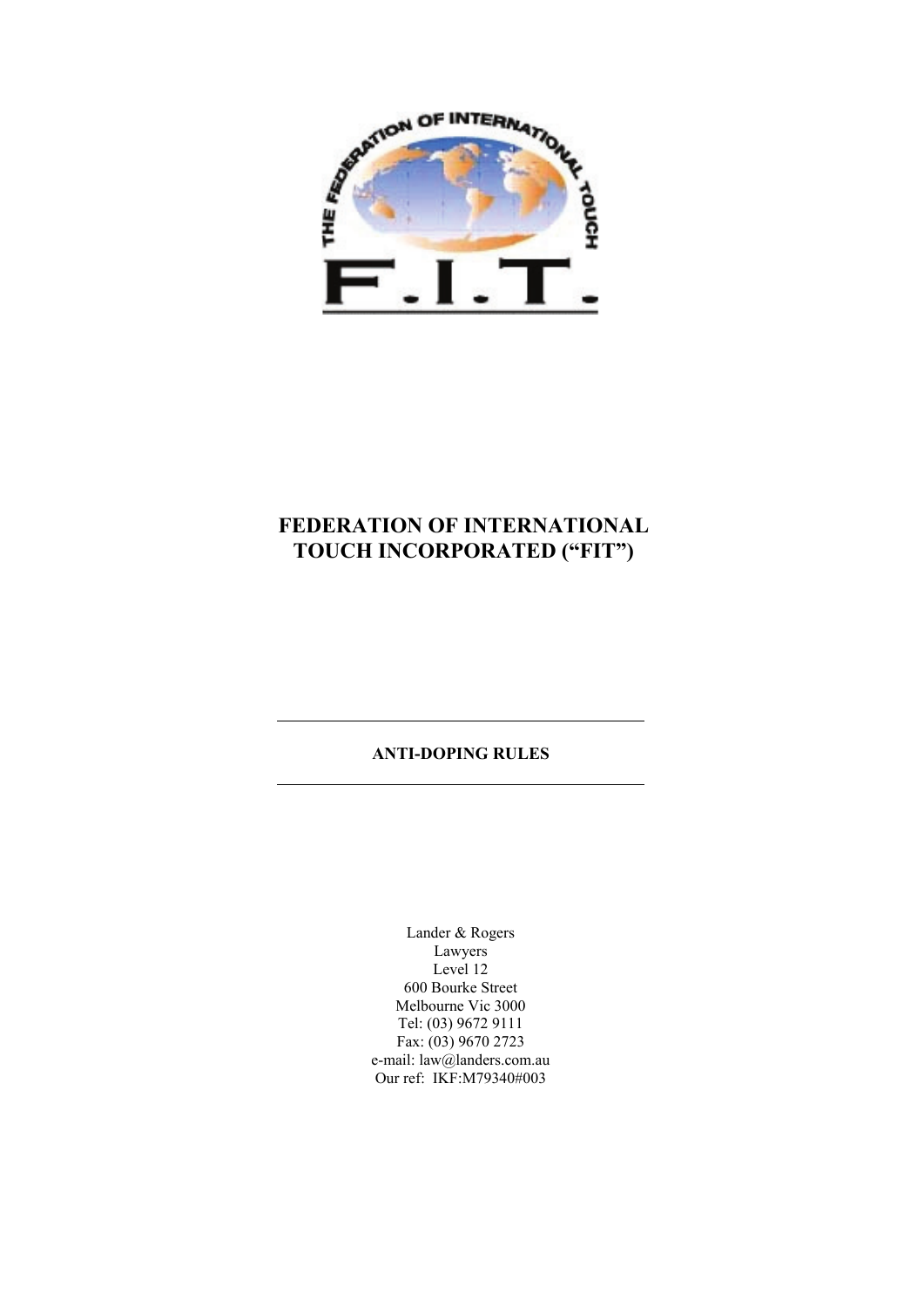# FEDERATION OF INTERNATIONAL TOUCH INCORPORATED ("FIT")

---

**ANTI-DOPING RULES**

---

Lander & Rogers
Lawyers
Level 12
600 Bourke Street
Melbourne Vic 3000
Tel: (03) 9672 9111
Fax: (03) 9670 2723
e-mail: law@landers.com.au
Our ref: IKF:M79340#003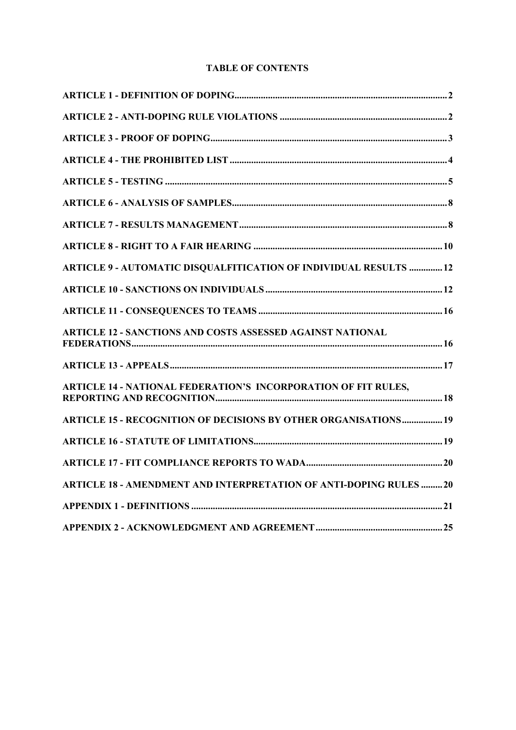**TABLE OF CONTENTS**

| | |
|---|---|
| ARTICLE 1 - DEFINITION OF DOPING | 2 |
| ARTICLE 2 - ANTI-DOPING RULE VIOLATIONS | 2 |
| ARTICLE 3 - PROOF OF DOPING | 3 |
| ARTICLE 4 - THE PROHIBITED LIST | 4 |
| ARTICLE 5 - TESTING | 5 |
| ARTICLE 6 - ANALYSIS OF SAMPLES | 8 |
| ARTICLE 7 - RESULTS MANAGEMENT | 8 |
| ARTICLE 8 - RIGHT TO A FAIR HEARING | 10 |
| ARTICLE 9 - AUTOMATIC DISQUALFITICATION OF INDIVIDUAL RESULTS | 12 |
| ARTICLE 10 - SANCTIONS ON INDIVIDUALS | 12 |
| ARTICLE 11 - CONSEQUENCES TO TEAMS | 16 |
| ARTICLE 12 - SANCTIONS AND COSTS ASSESSED AGAINST NATIONAL FEDERATIONS | 16 |
| ARTICLE 13 - APPEALS | 17 |
| ARTICLE 14 - NATIONAL FEDERATION'S INCORPORATION OF FIT RULES, REPORTING AND RECOGNITION | 18 |
| ARTICLE 15 - RECOGNITION OF DECISIONS BY OTHER ORGANISATIONS | 19 |
| ARTICLE 16 - STATUTE OF LIMITATIONS | 19 |
| ARTICLE 17 - FIT COMPLIANCE REPORTS TO WADA | 20 |
| ARTICLE 18 - AMENDMENT AND INTERPRETATION OF ANTI-DOPING RULES | 20 |
| APPENDIX 1 - DEFINITIONS | 21 |
| APPENDIX 2 - ACKNOWLEDGMENT AND AGREEMENT | 25 |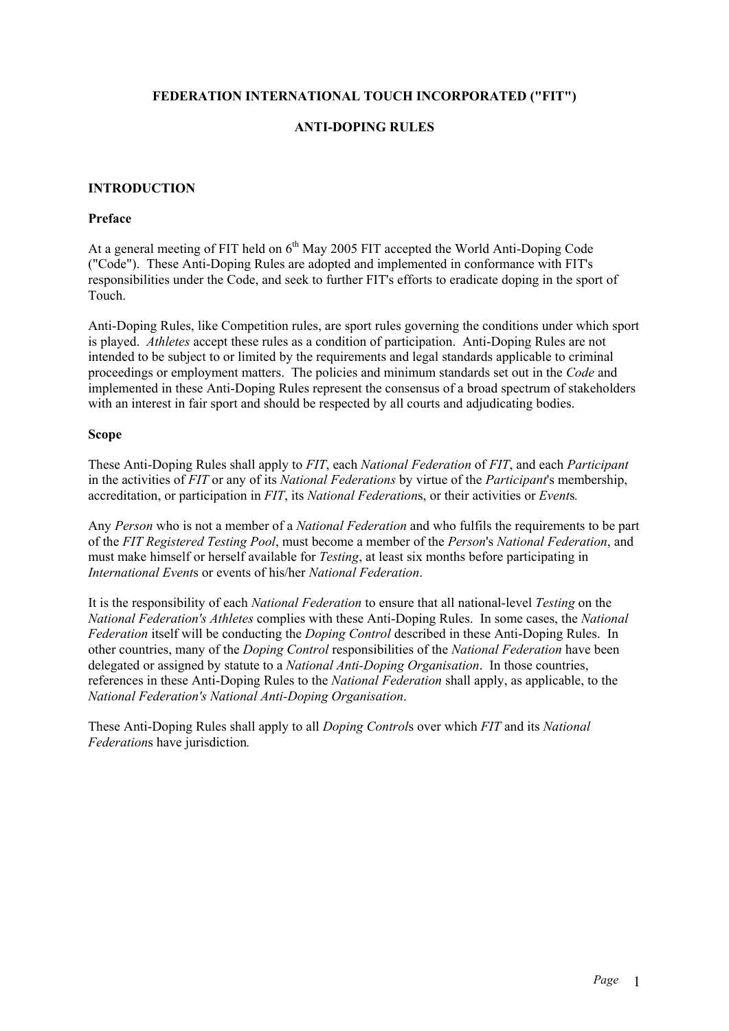**FEDERATION INTERNATIONAL TOUCH INCORPORATED ("FIT")**

**ANTI-DOPING RULES**

## INTRODUCTION

### Preface

At a general meeting of FIT held on 6th May 2005 FIT accepted the World Anti-Doping Code ("Code"). These Anti-Doping Rules are adopted and implemented in conformance with FIT's responsibilities under the Code, and seek to further FIT's efforts to eradicate doping in the sport of Touch.

Anti-Doping Rules, like Competition rules, are sport rules governing the conditions under which sport is played. *Athletes* accept these rules as a condition of participation. Anti-Doping Rules are not intended to be subject to or limited by the requirements and legal standards applicable to criminal proceedings or employment matters. The policies and minimum standards set out in the *Code* and implemented in these Anti-Doping Rules represent the consensus of a broad spectrum of stakeholders with an interest in fair sport and should be respected by all courts and adjudicating bodies.

### Scope

These Anti-Doping Rules shall apply to *FIT*, each *National Federation* of *FIT*, and each *Participant* in the activities of *FIT* or any of its *National Federations* by virtue of the *Participant*'s membership, accreditation, or participation in *FIT*, its *National Federation*s, or their activities or *Event*s*.*

Any *Person* who is not a member of a *National Federation* and who fulfils the requirements to be part of the *FIT Registered Testing Pool*, must become a member of the *Person*'s *National Federation*, and must make himself or herself available for *Testing*, at least six months before participating in *International Event*s or events of his/her *National Federation*.

It is the responsibility of each *National Federation* to ensure that all national-level *Testing* on the *National Federation's Athletes* complies with these Anti-Doping Rules. In some cases, the *National Federation* itself will be conducting the *Doping Control* described in these Anti-Doping Rules. In other countries, many of the *Doping Control* responsibilities of the *National Federation* have been delegated or assigned by statute to a *National Anti-Doping Organisation*. In those countries, references in these Anti-Doping Rules to the *National Federation* shall apply, as applicable, to the *National Federation's National Anti-Doping Organisation*.

These Anti-Doping Rules shall apply to all *Doping Control*s over which *FIT* and its *National Federation*s have jurisdiction*.*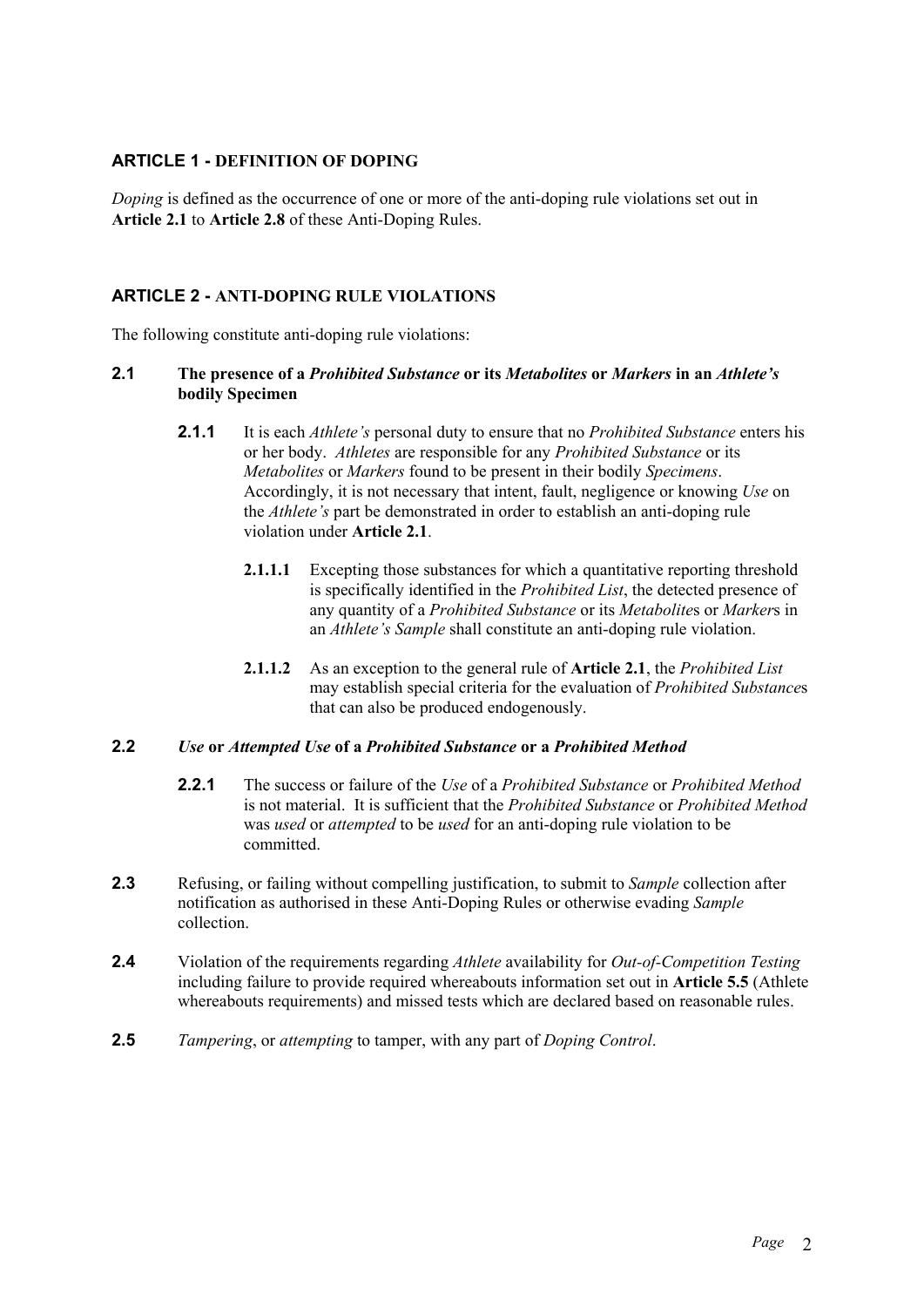## ARTICLE 1 - DEFINITION OF DOPING

*Doping* is defined as the occurrence of one or more of the anti-doping rule violations set out in **Article 2.1** to **Article 2.8** of these Anti-Doping Rules.

## ARTICLE 2 - ANTI-DOPING RULE VIOLATIONS

The following constitute anti-doping rule violations:

### 2.1 The presence of a *Prohibited Substance* or its *Metabolites* or *Markers* in an *Athlete's* bodily Specimen

**2.1.1** It is each *Athlete's* personal duty to ensure that no *Prohibited Substance* enters his or her body. *Athletes* are responsible for any *Prohibited Substance* or its *Metabolites* or *Markers* found to be present in their bodily *Specimens*. Accordingly, it is not necessary that intent, fault, negligence or knowing *Use* on the *Athlete's* part be demonstrated in order to establish an anti-doping rule violation under **Article 2.1**.

**2.1.1.1** Excepting those substances for which a quantitative reporting threshold is specifically identified in the *Prohibited List*, the detected presence of any quantity of a *Prohibited Substance* or its *Metabolite*s or *Marker*s in an *Athlete's Sample* shall constitute an anti-doping rule violation.

**2.1.1.2** As an exception to the general rule of **Article 2.1**, the *Prohibited List* may establish special criteria for the evaluation of *Prohibited Substance*s that can also be produced endogenously.

### 2.2 *Use* or *Attempted Use* of a *Prohibited Substance* or a *Prohibited Method*

**2.2.1** The success or failure of the *Use* of a *Prohibited Substance* or *Prohibited Method* is not material. It is sufficient that the *Prohibited Substance* or *Prohibited Method* was *used* or *attempted* to be *used* for an anti-doping rule violation to be committed.

**2.3** Refusing, or failing without compelling justification, to submit to *Sample* collection after notification as authorised in these Anti-Doping Rules or otherwise evading *Sample* collection.

**2.4** Violation of the requirements regarding *Athlete* availability for *Out-of-Competition Testing* including failure to provide required whereabouts information set out in **Article 5.5** (Athlete whereabouts requirements) and missed tests which are declared based on reasonable rules.

**2.5** *Tampering*, or *attempting* to tamper, with any part of *Doping Control*.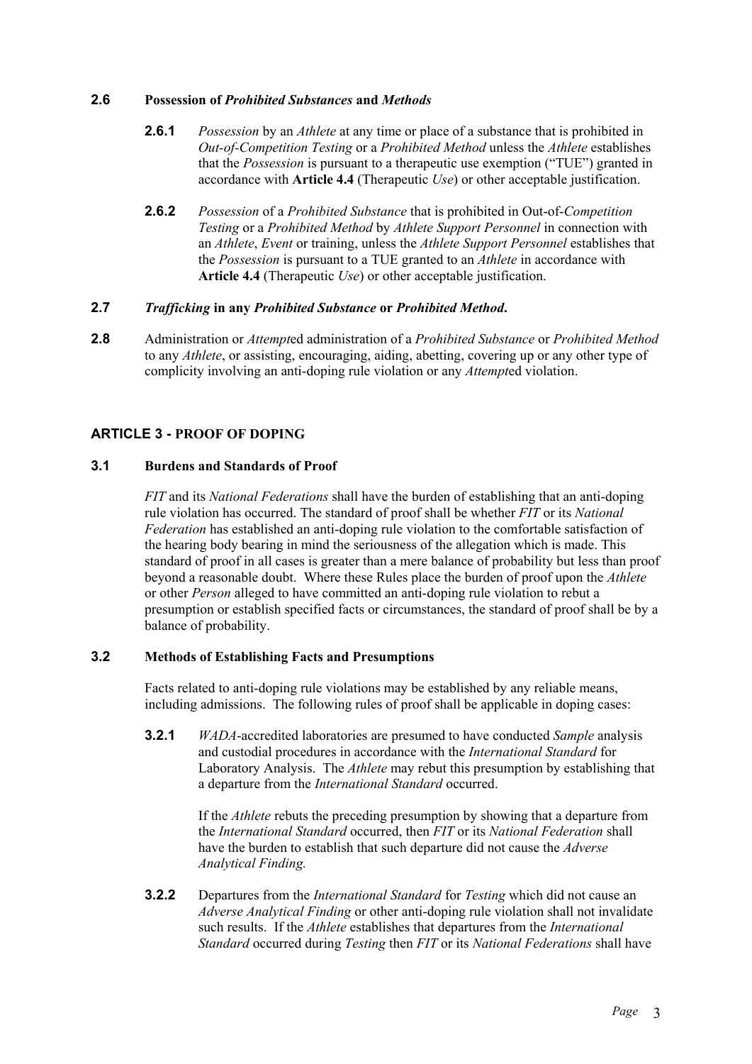**2.6** **Possession of *Prohibited Substances* and *Methods***

> **2.6.1** *Possession* by an *Athlete* at any time or place of a substance that is prohibited in *Out-of-Competition Testing* or a *Prohibited Method* unless the *Athlete* establishes that the *Possession* is pursuant to a therapeutic use exemption ("TUE") granted in accordance with **Article 4.4** (Therapeutic *Use*) or other acceptable justification.

> **2.6.2** *Possession* of a *Prohibited Substance* that is prohibited in Out-of-*Competition Testing* or a *Prohibited Method* by *Athlete Support Personnel* in connection with an *Athlete*, *Event* or training, unless the *Athlete Support Personnel* establishes that the *Possession* is pursuant to a TUE granted to an *Athlete* in accordance with **Article 4.4** (Therapeutic *Use*) or other acceptable justification.

**2.7** ***Trafficking* in any *Prohibited Substance* or *Prohibited Method*.**

**2.8** Administration or *Attempt*ed administration of a *Prohibited Substance* or *Prohibited Method* to any *Athlete*, or assisting, encouraging, aiding, abetting, covering up or any other type of complicity involving an anti-doping rule violation or any *Attempt*ed violation.

## ARTICLE 3 - PROOF OF DOPING

**3.1** **Burdens and Standards of Proof**

*FIT* and its *National Federations* shall have the burden of establishing that an anti-doping rule violation has occurred. The standard of proof shall be whether *FIT* or its *National Federation* has established an anti-doping rule violation to the comfortable satisfaction of the hearing body bearing in mind the seriousness of the allegation which is made. This standard of proof in all cases is greater than a mere balance of probability but less than proof beyond a reasonable doubt. Where these Rules place the burden of proof upon the *Athlete* or other *Person* alleged to have committed an anti-doping rule violation to rebut a presumption or establish specified facts or circumstances, the standard of proof shall be by a balance of probability.

**3.2** **Methods of Establishing Facts and Presumptions**

Facts related to anti-doping rule violations may be established by any reliable means, including admissions. The following rules of proof shall be applicable in doping cases:

> **3.2.1** *WADA*-accredited laboratories are presumed to have conducted *Sample* analysis and custodial procedures in accordance with the *International Standard* for Laboratory Analysis. The *Athlete* may rebut this presumption by establishing that a departure from the *International Standard* occurred.
>
> If the *Athlete* rebuts the preceding presumption by showing that a departure from the *International Standard* occurred, then *FIT* or its *National Federation* shall have the burden to establish that such departure did not cause the *Adverse Analytical Finding.*

> **3.2.2** Departures from the *International Standard* for *Testing* which did not cause an *Adverse Analytical Finding* or other anti-doping rule violation shall not invalidate such results. If the *Athlete* establishes that departures from the *International Standard* occurred during *Testing* then *FIT* or its *National Federations* shall have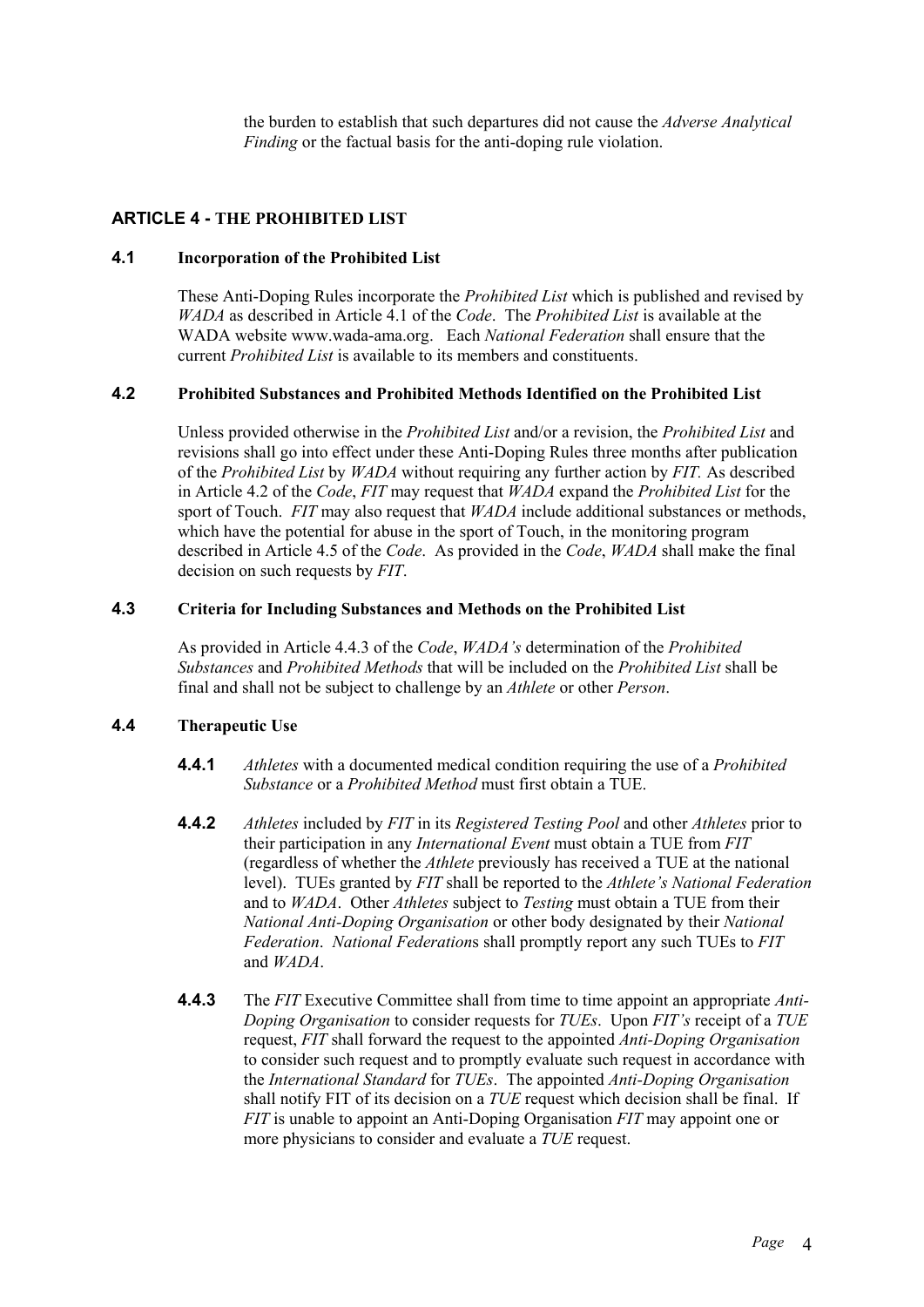the burden to establish that such departures did not cause the *Adverse Analytical Finding* or the factual basis for the anti-doping rule violation.

## ARTICLE 4 - THE PROHIBITED LIST

### 4.1 Incorporation of the Prohibited List

These Anti-Doping Rules incorporate the *Prohibited List* which is published and revised by *WADA* as described in Article 4.1 of the *Code*. The *Prohibited List* is available at the WADA website www.wada-ama.org. Each *National Federation* shall ensure that the current *Prohibited List* is available to its members and constituents.

### 4.2 Prohibited Substances and Prohibited Methods Identified on the Prohibited List

Unless provided otherwise in the *Prohibited List* and/or a revision, the *Prohibited List* and revisions shall go into effect under these Anti-Doping Rules three months after publication of the *Prohibited List* by *WADA* without requiring any further action by *FIT.* As described in Article 4.2 of the *Code*, *FIT* may request that *WADA* expand the *Prohibited List* for the sport of Touch. *FIT* may also request that *WADA* include additional substances or methods, which have the potential for abuse in the sport of Touch, in the monitoring program described in Article 4.5 of the *Code*. As provided in the *Code*, *WADA* shall make the final decision on such requests by *FIT*.

### 4.3 Criteria for Including Substances and Methods on the Prohibited List

As provided in Article 4.4.3 of the *Code*, *WADA's* determination of the *Prohibited Substances* and *Prohibited Methods* that will be included on the *Prohibited List* shall be final and shall not be subject to challenge by an *Athlete* or other *Person*.

### 4.4 Therapeutic Use

**4.4.1** *Athletes* with a documented medical condition requiring the use of a *Prohibited Substance* or a *Prohibited Method* must first obtain a TUE.

**4.4.2** *Athletes* included by *FIT* in its *Registered Testing Pool* and other *Athletes* prior to their participation in any *International Event* must obtain a TUE from *FIT* (regardless of whether the *Athlete* previously has received a TUE at the national level). TUEs granted by *FIT* shall be reported to the *Athlete's National Federation* and to *WADA*. Other *Athletes* subject to *Testing* must obtain a TUE from their *National Anti-Doping Organisation* or other body designated by their *National Federation*. *National Federation*s shall promptly report any such TUEs to *FIT* and *WADA*.

**4.4.3** The *FIT* Executive Committee shall from time to time appoint an appropriate *Anti-Doping Organisation* to consider requests for *TUEs*. Upon *FIT's* receipt of a *TUE* request, *FIT* shall forward the request to the appointed *Anti-Doping Organisation* to consider such request and to promptly evaluate such request in accordance with the *International Standard* for *TUEs*. The appointed *Anti-Doping Organisation* shall notify FIT of its decision on a *TUE* request which decision shall be final. If *FIT* is unable to appoint an Anti-Doping Organisation *FIT* may appoint one or more physicians to consider and evaluate a *TUE* request.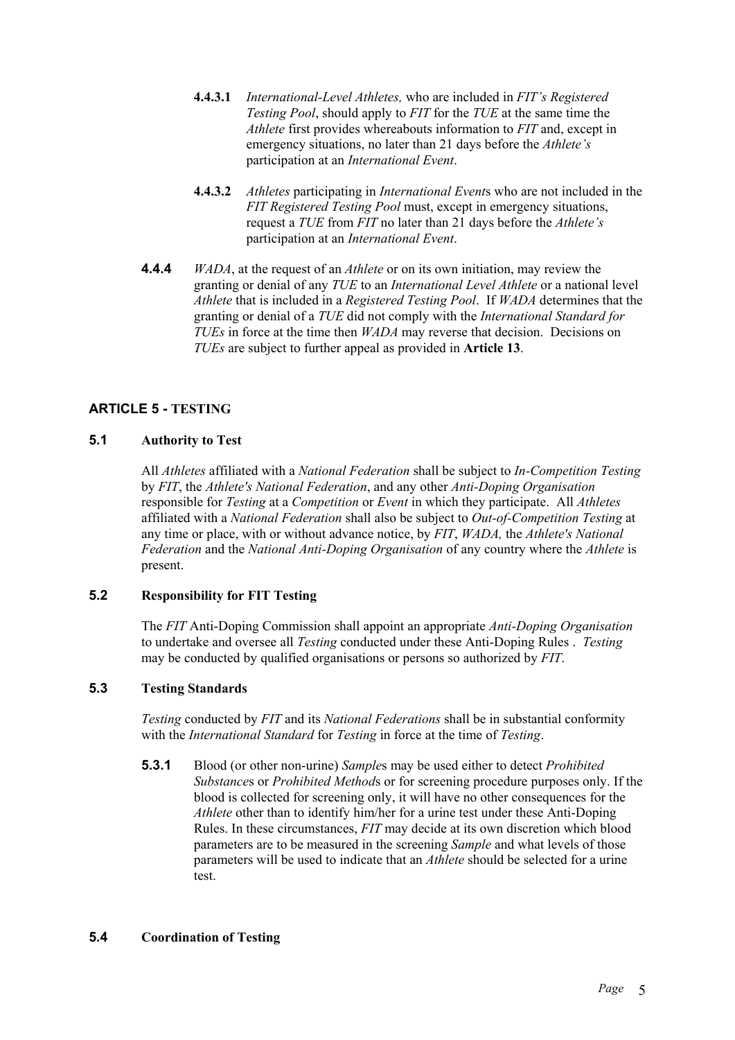**4.4.3.1** *International-Level Athletes,* who are included in *FIT's Registered Testing Pool*, should apply to *FIT* for the *TUE* at the same time the *Athlete* first provides whereabouts information to *FIT* and, except in emergency situations, no later than 21 days before the *Athlete's* participation at an *International Event*.

**4.4.3.2** *Athletes* participating in *International Event*s who are not included in the *FIT Registered Testing Pool* must, except in emergency situations, request a *TUE* from *FIT* no later than 21 days before the *Athlete's* participation at an *International Event*.

**4.4.4** *WADA*, at the request of an *Athlete* or on its own initiation, may review the granting or denial of any *TUE* to an *International Level Athlete* or a national level *Athlete* that is included in a *Registered Testing Pool*. If *WADA* determines that the granting or denial of a *TUE* did not comply with the *International Standard for TUEs* in force at the time then *WADA* may reverse that decision. Decisions on *TUEs* are subject to further appeal as provided in **Article 13**.

## ARTICLE 5 - TESTING

### 5.1 Authority to Test

All *Athletes* affiliated with a *National Federation* shall be subject to *In-Competition Testing* by *FIT*, the *Athlete's National Federation*, and any other *Anti-Doping Organisation* responsible for *Testing* at a *Competition* or *Event* in which they participate. All *Athletes* affiliated with a *National Federation* shall also be subject to *Out-of-Competition Testing* at any time or place, with or without advance notice, by *FIT*, *WADA,* the *Athlete's National Federation* and the *National Anti-Doping Organisation* of any country where the *Athlete* is present.

### 5.2 Responsibility for FIT Testing

The *FIT* Anti-Doping Commission shall appoint an appropriate *Anti-Doping Organisation* to undertake and oversee all *Testing* conducted under these Anti-Doping Rules . *Testing* may be conducted by qualified organisations or persons so authorized by *FIT*.

### 5.3 Testing Standards

*Testing* conducted by *FIT* and its *National Federations* shall be in substantial conformity with the *International Standard* for *Testing* in force at the time of *Testing*.

**5.3.1** Blood (or other non-urine) *Sample*s may be used either to detect *Prohibited Substance*s or *Prohibited Method*s or for screening procedure purposes only. If the blood is collected for screening only, it will have no other consequences for the *Athlete* other than to identify him/her for a urine test under these Anti-Doping Rules. In these circumstances, *FIT* may decide at its own discretion which blood parameters are to be measured in the screening *Sample* and what levels of those parameters will be used to indicate that an *Athlete* should be selected for a urine test.

### 5.4 Coordination of Testing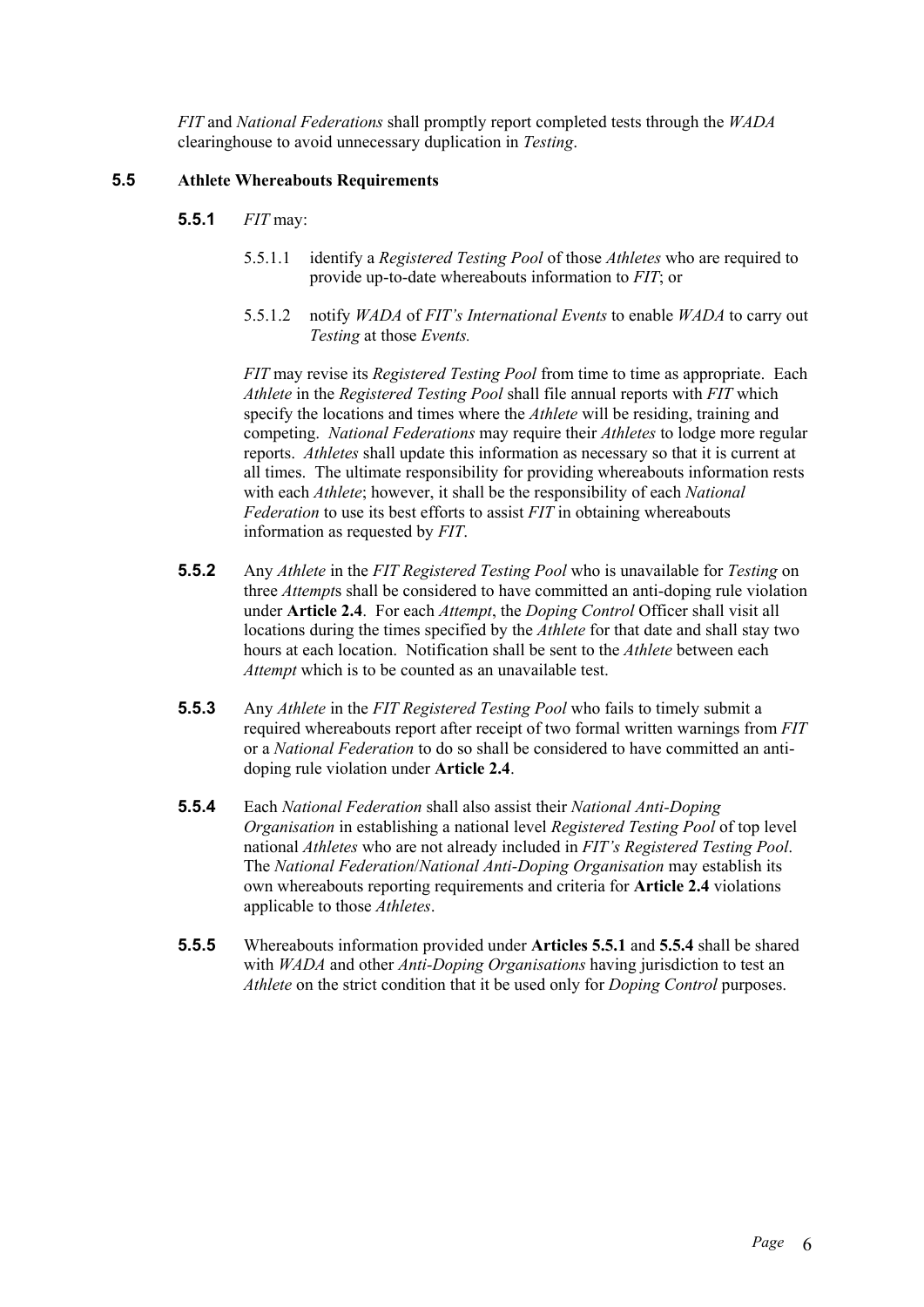*FIT* and *National Federations* shall promptly report completed tests through the *WADA* clearinghouse to avoid unnecessary duplication in *Testing*.

### 5.5 Athlete Whereabouts Requirements

**5.5.1** *FIT* may:

5.5.1.1 identify a *Registered Testing Pool* of those *Athletes* who are required to provide up-to-date whereabouts information to *FIT*; or

5.5.1.2 notify *WADA* of *FIT's International Events* to enable *WADA* to carry out *Testing* at those *Events.*

*FIT* may revise its *Registered Testing Pool* from time to time as appropriate. Each *Athlete* in the *Registered Testing Pool* shall file annual reports with *FIT* which specify the locations and times where the *Athlete* will be residing, training and competing. *National Federations* may require their *Athletes* to lodge more regular reports. *Athletes* shall update this information as necessary so that it is current at all times. The ultimate responsibility for providing whereabouts information rests with each *Athlete*; however, it shall be the responsibility of each *National Federation* to use its best efforts to assist *FIT* in obtaining whereabouts information as requested by *FIT*.

**5.5.2** Any *Athlete* in the *FIT Registered Testing Pool* who is unavailable for *Testing* on three *Attempt*s shall be considered to have committed an anti-doping rule violation under **Article 2.4**. For each *Attempt*, the *Doping Control* Officer shall visit all locations during the times specified by the *Athlete* for that date and shall stay two hours at each location. Notification shall be sent to the *Athlete* between each *Attempt* which is to be counted as an unavailable test.

**5.5.3** Any *Athlete* in the *FIT Registered Testing Pool* who fails to timely submit a required whereabouts report after receipt of two formal written warnings from *FIT* or a *National Federation* to do so shall be considered to have committed an anti-doping rule violation under **Article 2.4**.

**5.5.4** Each *National Federation* shall also assist their *National Anti-Doping Organisation* in establishing a national level *Registered Testing Pool* of top level national *Athletes* who are not already included in *FIT's Registered Testing Pool*. The *National Federation*/*National Anti-Doping Organisation* may establish its own whereabouts reporting requirements and criteria for **Article 2.4** violations applicable to those *Athletes*.

**5.5.5** Whereabouts information provided under **Articles 5.5.1** and **5.5.4** shall be shared with *WADA* and other *Anti-Doping Organisations* having jurisdiction to test an *Athlete* on the strict condition that it be used only for *Doping Control* purposes.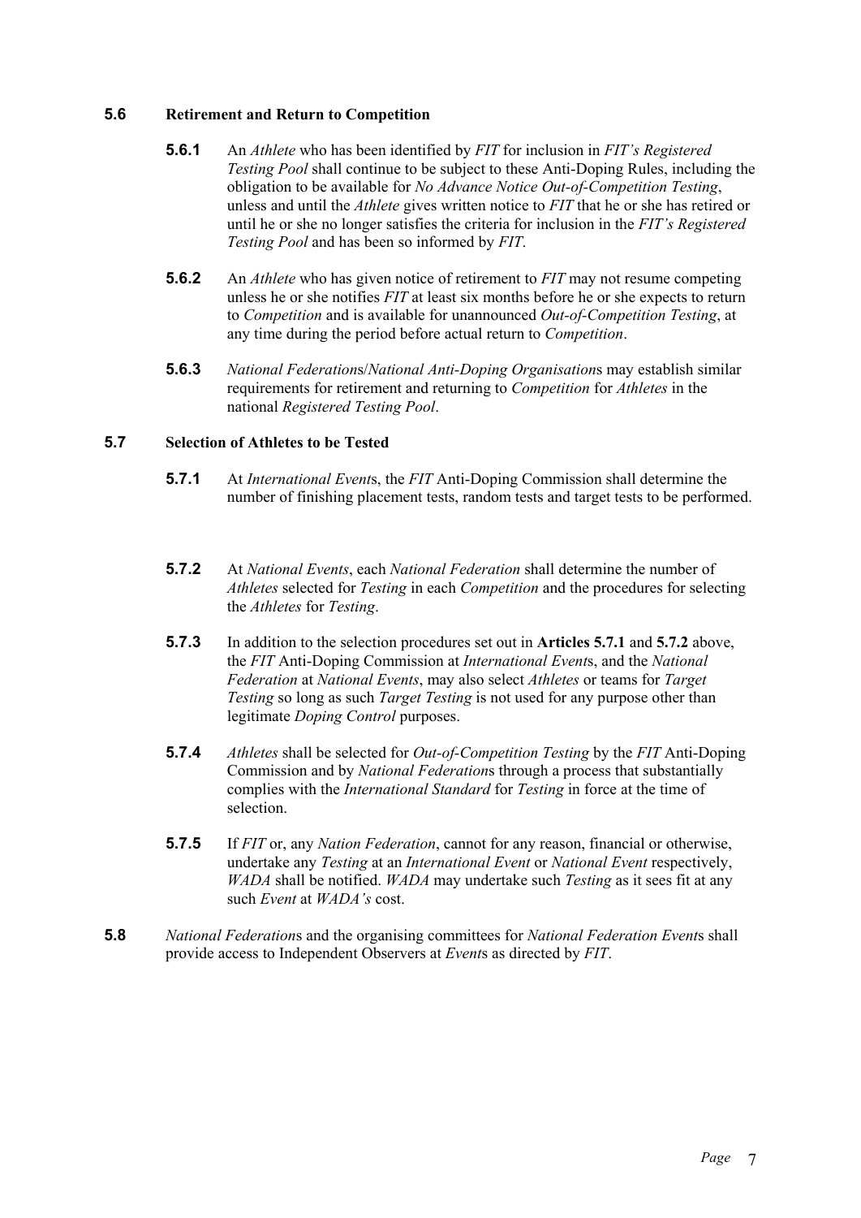### 5.6 Retirement and Return to Competition

**5.6.1** An *Athlete* who has been identified by *FIT* for inclusion in *FIT's Registered Testing Pool* shall continue to be subject to these Anti-Doping Rules, including the obligation to be available for *No Advance Notice Out-of-Competition Testing*, unless and until the *Athlete* gives written notice to *FIT* that he or she has retired or until he or she no longer satisfies the criteria for inclusion in the *FIT's Registered Testing Pool* and has been so informed by *FIT*.

**5.6.2** An *Athlete* who has given notice of retirement to *FIT* may not resume competing unless he or she notifies *FIT* at least six months before he or she expects to return to *Competition* and is available for unannounced *Out-of-Competition Testing*, at any time during the period before actual return to *Competition*.

**5.6.3** *National Federation*s/*National Anti-Doping Organisation*s may establish similar requirements for retirement and returning to *Competition* for *Athletes* in the national *Registered Testing Pool*.

### 5.7 Selection of Athletes to be Tested

**5.7.1** At *International Event*s, the *FIT* Anti-Doping Commission shall determine the number of finishing placement tests, random tests and target tests to be performed.

**5.7.2** At *National Events*, each *National Federation* shall determine the number of *Athletes* selected for *Testing* in each *Competition* and the procedures for selecting the *Athletes* for *Testing*.

**5.7.3** In addition to the selection procedures set out in **Articles 5.7.1** and **5.7.2** above, the *FIT* Anti-Doping Commission at *International Event*s, and the *National Federation* at *National Events*, may also select *Athlete*s or teams for *Target Testing* so long as such *Target Testing* is not used for any purpose other than legitimate *Doping Control* purposes.

**5.7.4** *Athletes* shall be selected for *Out-of-Competition Testing* by the *FIT* Anti-Doping Commission and by *National Federation*s through a process that substantially complies with the *International Standard* for *Testing* in force at the time of selection.

**5.7.5** If *FIT* or, any *Nation Federation*, cannot for any reason, financial or otherwise, undertake any *Testing* at an *International Event* or *National Event* respectively, *WADA* shall be notified. *WADA* may undertake such *Testing* as it sees fit at any such *Event* at *WADA's* cost.

**5.8** *National Federation*s and the organising committees for *National Federation Event*s shall provide access to Independent Observers at *Event*s as directed by *FIT*.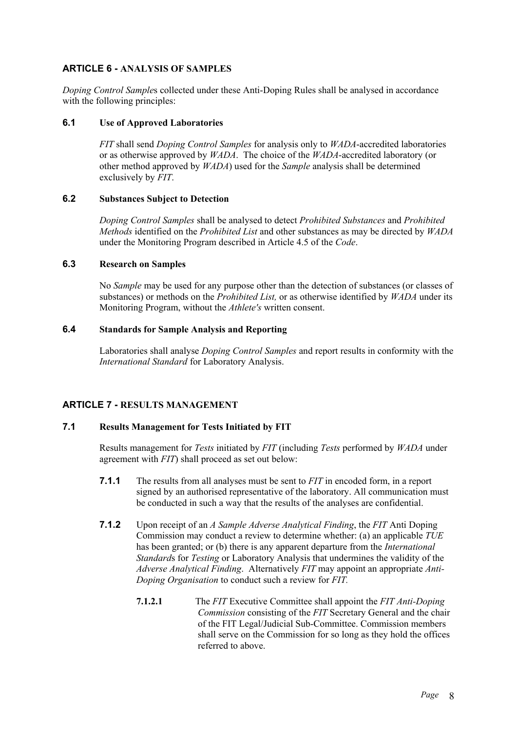## ARTICLE 6 - ANALYSIS OF SAMPLES

*Doping Control Sample*s collected under these Anti-Doping Rules shall be analysed in accordance with the following principles:

### 6.1 Use of Approved Laboratories

*FIT* shall send *Doping Control Samples* for analysis only to *WADA*-accredited laboratories or as otherwise approved by *WADA*. The choice of the *WADA*-accredited laboratory (or other method approved by *WADA*) used for the *Sample* analysis shall be determined exclusively by *FIT*.

### 6.2 Substances Subject to Detection

*Doping Control Samples* shall be analysed to detect *Prohibited Substances* and *Prohibited Methods* identified on the *Prohibited List* and other substances as may be directed by *WADA* under the Monitoring Program described in Article 4.5 of the *Code*.

### 6.3 Research on Samples

No *Sample* may be used for any purpose other than the detection of substances (or classes of substances) or methods on the *Prohibited List,* or as otherwise identified by *WADA* under its Monitoring Program, without the *Athlete's* written consent.

### 6.4 Standards for Sample Analysis and Reporting

Laboratories shall analyse *Doping Control Samples* and report results in conformity with the *International Standard* for Laboratory Analysis.

## ARTICLE 7 - RESULTS MANAGEMENT

### 7.1 Results Management for Tests Initiated by FIT

Results management for *Tests* initiated by *FIT* (including *Tests* performed by *WADA* under agreement with *FIT*) shall proceed as set out below:

**7.1.1** The results from all analyses must be sent to *FIT* in encoded form, in a report signed by an authorised representative of the laboratory. All communication must be conducted in such a way that the results of the analyses are confidential.

**7.1.2** Upon receipt of an *A Sample Adverse Analytical Finding*, the *FIT* Anti Doping Commission may conduct a review to determine whether: (a) an applicable *TUE* has been granted; or (b) there is any apparent departure from the *International Standard*s for *Testing* or Laboratory Analysis that undermines the validity of the *Adverse Analytical Finding*. Alternatively *FIT* may appoint an appropriate *Anti-Doping Organisation* to conduct such a review for *FIT.*

**7.1.2.1** The *FIT* Executive Committee shall appoint the *FIT Anti-Doping Commission* consisting of the *FIT* Secretary General and the chair of the FIT Legal/Judicial Sub-Committee. Commission members shall serve on the Commission for so long as they hold the offices referred to above.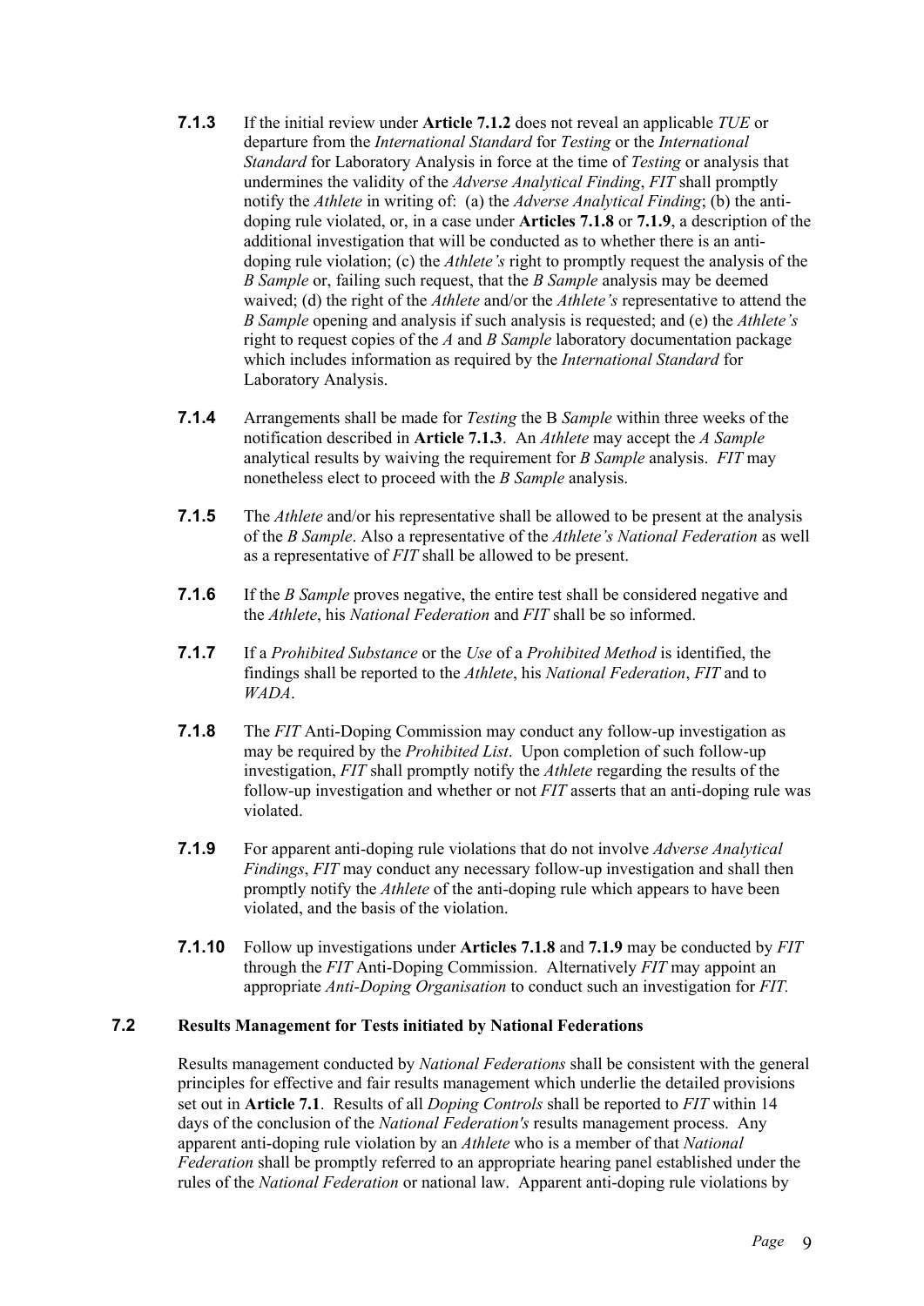**7.1.3** If the initial review under **Article 7.1.2** does not reveal an applicable *TUE* or departure from the *International Standard* for *Testing* or the *International Standard* for Laboratory Analysis in force at the time of *Testing* or analysis that undermines the validity of the *Adverse Analytical Finding*, *FIT* shall promptly notify the *Athlete* in writing of: (a) the *Adverse Analytical Finding*; (b) the anti-doping rule violated, or, in a case under **Articles 7.1.8** or **7.1.9**, a description of the additional investigation that will be conducted as to whether there is an anti-doping rule violation; (c) the *Athlete's* right to promptly request the analysis of the *B Sample* or, failing such request, that the *B Sample* analysis may be deemed waived; (d) the right of the *Athlete* and/or the *Athlete's* representative to attend the *B Sample* opening and analysis if such analysis is requested; and (e) the *Athlete's* right to request copies of the *A* and *B Sample* laboratory documentation package which includes information as required by the *International Standard* for Laboratory Analysis.

**7.1.4** Arrangements shall be made for *Testing* the B *Sample* within three weeks of the notification described in **Article 7.1.3**. An *Athlete* may accept the *A Sample* analytical results by waiving the requirement for *B Sample* analysis. *FIT* may nonetheless elect to proceed with the *B Sample* analysis.

**7.1.5** The *Athlete* and/or his representative shall be allowed to be present at the analysis of the *B Sample*. Also a representative of the *Athlete's National Federation* as well as a representative of *FIT* shall be allowed to be present.

**7.1.6** If the *B Sample* proves negative, the entire test shall be considered negative and the *Athlete*, his *National Federation* and *FIT* shall be so informed.

**7.1.7** If a *Prohibited Substance* or the *Use* of a *Prohibited Method* is identified, the findings shall be reported to the *Athlete*, his *National Federation*, *FIT* and to *WADA*.

**7.1.8** The *FIT* Anti-Doping Commission may conduct any follow-up investigation as may be required by the *Prohibited List*. Upon completion of such follow-up investigation, *FIT* shall promptly notify the *Athlete* regarding the results of the follow-up investigation and whether or not *FIT* asserts that an anti-doping rule was violated.

**7.1.9** For apparent anti-doping rule violations that do not involve *Adverse Analytical Findings*, *FIT* may conduct any necessary follow-up investigation and shall then promptly notify the *Athlete* of the anti-doping rule which appears to have been violated, and the basis of the violation.

**7.1.10** Follow up investigations under **Articles 7.1.8** and **7.1.9** may be conducted by *FIT* through the *FIT* Anti-Doping Commission. Alternatively *FIT* may appoint an appropriate *Anti-Doping Organisation* to conduct such an investigation for *FIT.*

### 7.2 Results Management for Tests initiated by National Federations

Results management conducted by *National Federations* shall be consistent with the general principles for effective and fair results management which underlie the detailed provisions set out in **Article 7.1**. Results of all *Doping Controls* shall be reported to *FIT* within 14 days of the conclusion of the *National Federation's* results management process. Any apparent anti-doping rule violation by an *Athlete* who is a member of that *National Federation* shall be promptly referred to an appropriate hearing panel established under the rules of the *National Federation* or national law. Apparent anti-doping rule violations by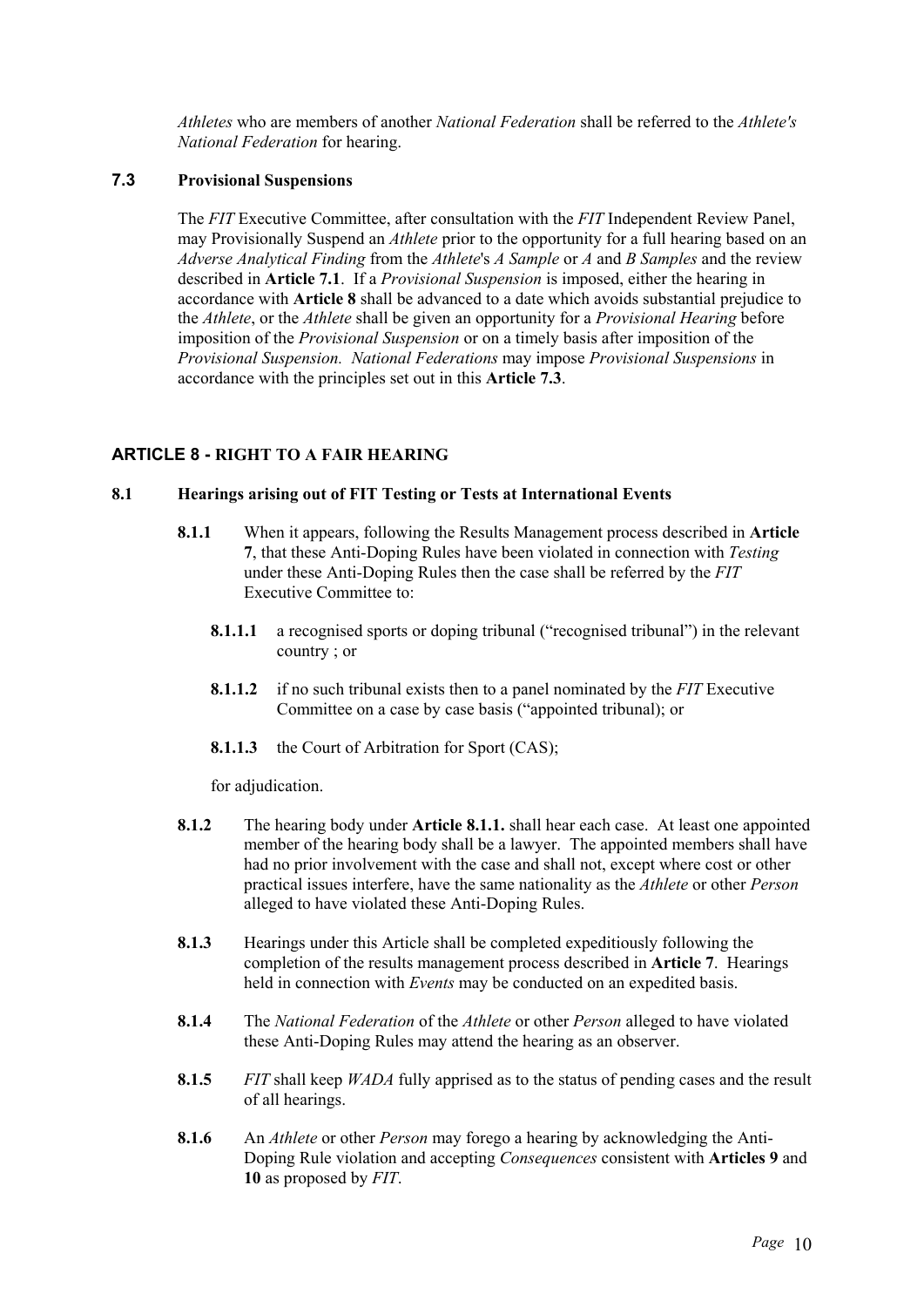*Athletes* who are members of another *National Federation* shall be referred to the *Athlete's National Federation* for hearing.

### 7.3 Provisional Suspensions

The *FIT* Executive Committee, after consultation with the *FIT* Independent Review Panel, may Provisionally Suspend an *Athlete* prior to the opportunity for a full hearing based on an *Adverse Analytical Finding* from the *Athlete*'s *A Sample* or *A* and *B Samples* and the review described in **Article 7.1**. If a *Provisional Suspension* is imposed, either the hearing in accordance with **Article 8** shall be advanced to a date which avoids substantial prejudice to the *Athlete*, or the *Athlete* shall be given an opportunity for a *Provisional Hearing* before imposition of the *Provisional Suspension* or on a timely basis after imposition of the *Provisional Suspension*. *National Federations* may impose *Provisional Suspensions* in accordance with the principles set out in this **Article 7.3**.

## ARTICLE 8 - RIGHT TO A FAIR HEARING

### 8.1 Hearings arising out of FIT Testing or Tests at International Events

**8.1.1** When it appears, following the Results Management process described in **Article 7**, that these Anti-Doping Rules have been violated in connection with *Testing* under these Anti-Doping Rules then the case shall be referred by the *FIT* Executive Committee to:

**8.1.1.1** a recognised sports or doping tribunal ("recognised tribunal") in the relevant country ; or

**8.1.1.2** if no such tribunal exists then to a panel nominated by the *FIT* Executive Committee on a case by case basis ("appointed tribunal); or

**8.1.1.3** the Court of Arbitration for Sport (CAS);

for adjudication.

**8.1.2** The hearing body under **Article 8.1.1.** shall hear each case. At least one appointed member of the hearing body shall be a lawyer. The appointed members shall have had no prior involvement with the case and shall not, except where cost or other practical issues interfere, have the same nationality as the *Athlete* or other *Person* alleged to have violated these Anti-Doping Rules.

**8.1.3** Hearings under this Article shall be completed expeditiously following the completion of the results management process described in **Article 7**. Hearings held in connection with *Events* may be conducted on an expedited basis.

**8.1.4** The *National Federation* of the *Athlete* or other *Person* alleged to have violated these Anti-Doping Rules may attend the hearing as an observer.

**8.1.5** *FIT* shall keep *WADA* fully apprised as to the status of pending cases and the result of all hearings.

**8.1.6** An *Athlete* or other *Person* may forego a hearing by acknowledging the Anti-Doping Rule violation and accepting *Consequences* consistent with **Articles 9** and **10** as proposed by *FIT*.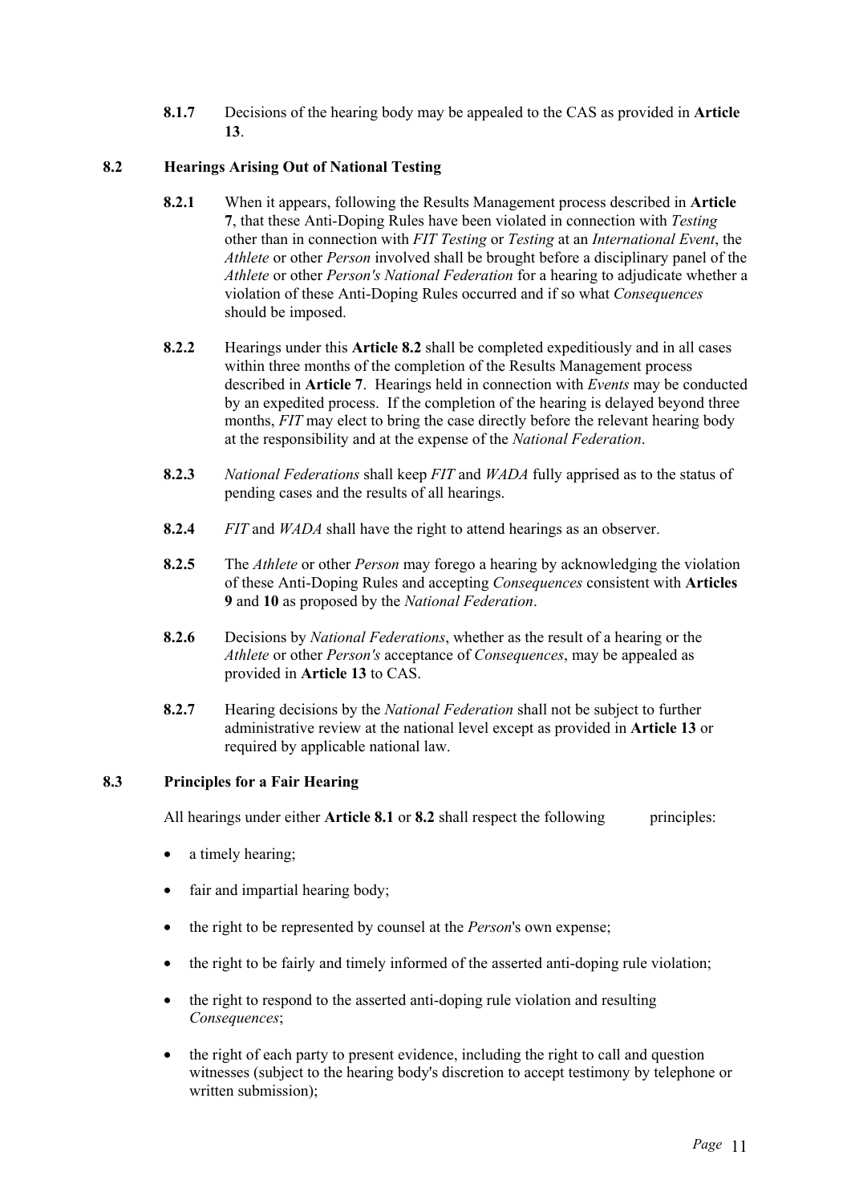**8.1.7** Decisions of the hearing body may be appealed to the CAS as provided in **Article 13**.

### 8.2 Hearings Arising Out of National Testing

**8.2.1** When it appears, following the Results Management process described in **Article 7**, that these Anti-Doping Rules have been violated in connection with *Testing* other than in connection with *FIT Testing* or *Testing* at an *International Event*, the *Athlete* or other *Person* involved shall be brought before a disciplinary panel of the *Athlete* or other *Person's National Federation* for a hearing to adjudicate whether a violation of these Anti-Doping Rules occurred and if so what *Consequences* should be imposed.

**8.2.2** Hearings under this **Article 8.2** shall be completed expeditiously and in all cases within three months of the completion of the Results Management process described in **Article 7**. Hearings held in connection with *Events* may be conducted by an expedited process. If the completion of the hearing is delayed beyond three months, *FIT* may elect to bring the case directly before the relevant hearing body at the responsibility and at the expense of the *National Federation*.

**8.2.3** *National Federations* shall keep *FIT* and *WADA* fully apprised as to the status of pending cases and the results of all hearings.

**8.2.4** *FIT* and *WADA* shall have the right to attend hearings as an observer.

**8.2.5** The *Athlete* or other *Person* may forego a hearing by acknowledging the violation of these Anti-Doping Rules and accepting *Consequences* consistent with **Articles 9** and **10** as proposed by the *National Federation*.

**8.2.6** Decisions by *National Federations*, whether as the result of a hearing or the *Athlete* or other *Person's* acceptance of *Consequences*, may be appealed as provided in **Article 13** to CAS.

**8.2.7** Hearing decisions by the *National Federation* shall not be subject to further administrative review at the national level except as provided in **Article 13** or required by applicable national law.

### 8.3 Principles for a Fair Hearing

All hearings under either **Article 8.1** or **8.2** shall respect the following principles:

- a timely hearing;
- fair and impartial hearing body;
- the right to be represented by counsel at the *Person*'s own expense;
- the right to be fairly and timely informed of the asserted anti-doping rule violation;
- the right to respond to the asserted anti-doping rule violation and resulting *Consequences*;
- the right of each party to present evidence, including the right to call and question witnesses (subject to the hearing body's discretion to accept testimony by telephone or written submission);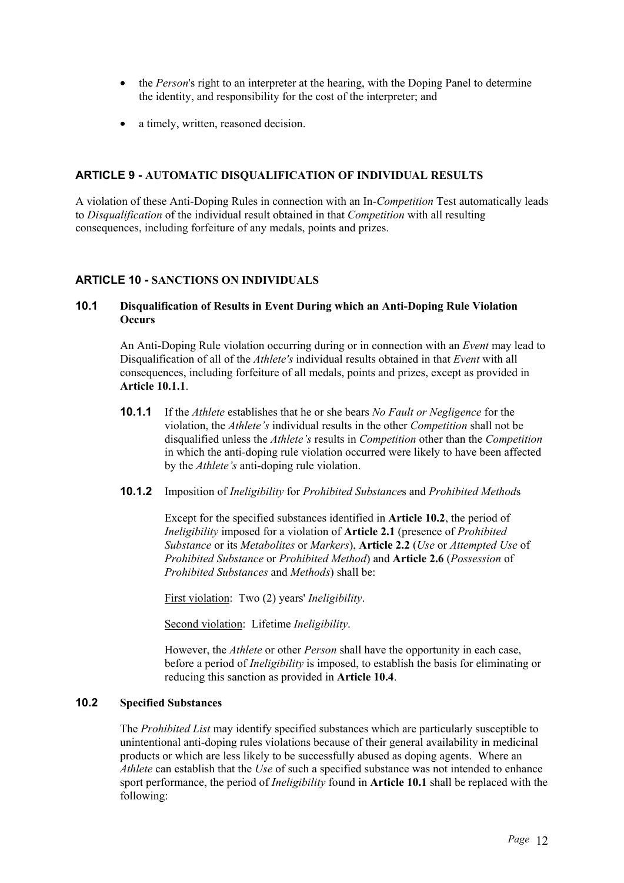- the *Person*'s right to an interpreter at the hearing, with the Doping Panel to determine the identity, and responsibility for the cost of the interpreter; and
- a timely, written, reasoned decision.

## ARTICLE 9 - AUTOMATIC DISQUALIFICATION OF INDIVIDUAL RESULTS

A violation of these Anti-Doping Rules in connection with an In-*Competition* Test automatically leads to *Disqualification* of the individual result obtained in that *Competition* with all resulting consequences, including forfeiture of any medals, points and prizes.

## ARTICLE 10 - SANCTIONS ON INDIVIDUALS

### 10.1 Disqualification of Results in Event During which an Anti-Doping Rule Violation Occurs

An Anti-Doping Rule violation occurring during or in connection with an *Event* may lead to Disqualification of all of the *Athlete's* individual results obtained in that *Event* with all consequences, including forfeiture of all medals, points and prizes, except as provided in **Article 10.1.1**.

**10.1.1** If the *Athlete* establishes that he or she bears *No Fault or Negligence* for the violation, the *Athlete's* individual results in the other *Competition* shall not be disqualified unless the *Athlete's* results in *Competition* other than the *Competition* in which the anti-doping rule violation occurred were likely to have been affected by the *Athlete's* anti-doping rule violation.

**10.1.2** Imposition of *Ineligibility* for *Prohibited Substance*s and *Prohibited Method*s

Except for the specified substances identified in **Article 10.2**, the period of *Ineligibility* imposed for a violation of **Article 2.1** (presence of *Prohibited Substance* or its *Metabolites* or *Markers*), **Article 2.2** (*Use* or *Attempted Use* of *Prohibited Substance* or *Prohibited Method*) and **Article 2.6** (*Possession* of *Prohibited Substances* and *Methods*) shall be:

First violation: Two (2) years' *Ineligibility*.

Second violation: Lifetime *Ineligibility*.

However, the *Athlete* or other *Person* shall have the opportunity in each case, before a period of *Ineligibility* is imposed, to establish the basis for eliminating or reducing this sanction as provided in **Article 10.4**.

### 10.2 Specified Substances

The *Prohibited List* may identify specified substances which are particularly susceptible to unintentional anti-doping rules violations because of their general availability in medicinal products or which are less likely to be successfully abused as doping agents. Where an *Athlete* can establish that the *Use* of such a specified substance was not intended to enhance sport performance, the period of *Ineligibility* found in **Article 10.1** shall be replaced with the following: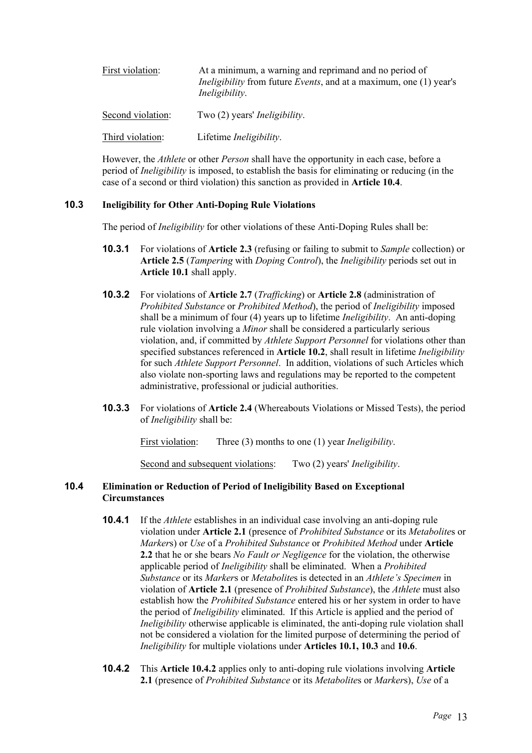<u>First violation</u>: At a minimum, a warning and reprimand and no period of *Ineligibility* from future *Events*, and at a maximum, one (1) year's *Ineligibility*.

<u>Second violation</u>: Two (2) years' *Ineligibility*.

<u>Third violation</u>: Lifetime *Ineligibility*.

However, the *Athlete* or other *Person* shall have the opportunity in each case, before a period of *Ineligibility* is imposed, to establish the basis for eliminating or reducing (in the case of a second or third violation) this sanction as provided in **Article 10.4**.

### 10.3 Ineligibility for Other Anti-Doping Rule Violations

The period of *Ineligibility* for other violations of these Anti-Doping Rules shall be:

**10.3.1** For violations of **Article 2.3** (refusing or failing to submit to *Sample* collection) or **Article 2.5** (*Tampering* with *Doping Control*), the *Ineligibility* periods set out in **Article 10.1** shall apply.

**10.3.2** For violations of **Article 2.7** (*Trafficking*) or **Article 2.8** (administration of *Prohibited Substance* or *Prohibited Method*), the period of *Ineligibility* imposed shall be a minimum of four (4) years up to lifetime *Ineligibility*. An anti-doping rule violation involving a *Minor* shall be considered a particularly serious violation, and, if committed by *Athlete Support Personnel* for violations other than specified substances referenced in **Article 10.2**, shall result in lifetime *Ineligibility* for such *Athlete Support Personnel*. In addition, violations of such Articles which also violate non-sporting laws and regulations may be reported to the competent administrative, professional or judicial authorities.

**10.3.3** For violations of **Article 2.4** (Whereabouts Violations or Missed Tests), the period of *Ineligibility* shall be:

<u>First violation</u>: Three (3) months to one (1) year *Ineligibility*.

<u>Second and subsequent violations</u>: Two (2) years' *Ineligibility*.

### 10.4 Elimination or Reduction of Period of Ineligibility Based on Exceptional Circumstances

**10.4.1** If the *Athlete* establishes in an individual case involving an anti-doping rule violation under **Article 2.1** (presence of *Prohibited Substance* or its *Metabolite*s or *Marker*s) or *Use* of a *Prohibited Substance* or *Prohibited Method* under **Article 2.2** that he or she bears *No Fault or Negligence* for the violation, the otherwise applicable period of *Ineligibility* shall be eliminated. When a *Prohibited Substance* or its *Marker*s or *Metabolite*s is detected in an *Athlete's Specimen* in violation of **Article 2.1** (presence of *Prohibited Substance*), the *Athlete* must also establish how the *Prohibited Substance* entered his or her system in order to have the period of *Ineligibility* eliminated. If this Article is applied and the period of *Ineligibility* otherwise applicable is eliminated, the anti-doping rule violation shall not be considered a violation for the limited purpose of determining the period of *Ineligibility* for multiple violations under **Articles 10.1, 10.3** and **10.6**.

**10.4.2** This **Article 10.4.2** applies only to anti-doping rule violations involving **Article 2.1** (presence of *Prohibited Substance* or its *Metabolite*s or *Marker*s), *Use* of a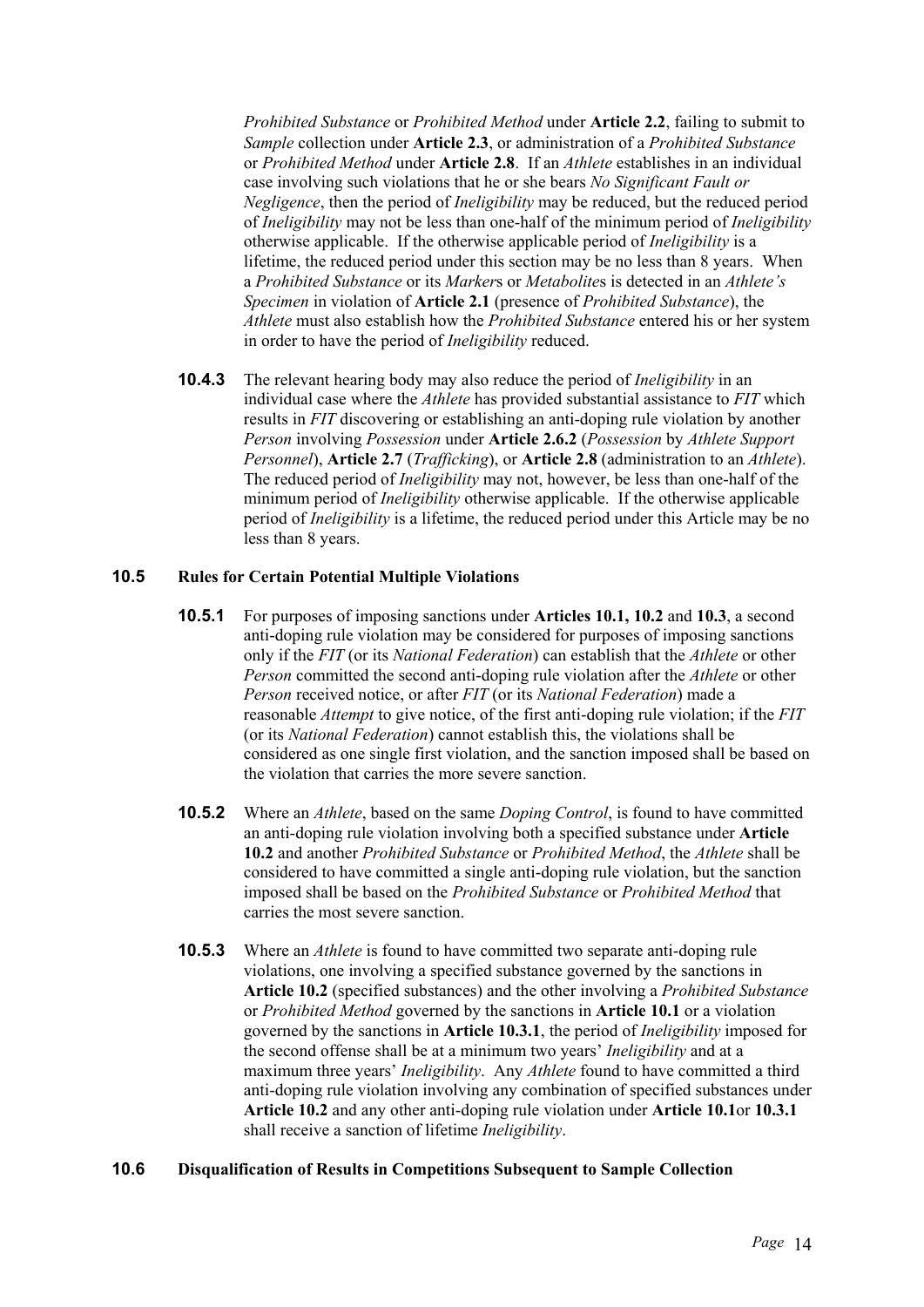*Prohibited Substance* or *Prohibited Method* under **Article 2.2**, failing to submit to *Sample* collection under **Article 2.3**, or administration of a *Prohibited Substance* or *Prohibited Method* under **Article 2.8**. If an *Athlete* establishes in an individual case involving such violations that he or she bears *No Significant Fault or Negligence*, then the period of *Ineligibility* may be reduced, but the reduced period of *Ineligibility* may not be less than one-half of the minimum period of *Ineligibility* otherwise applicable. If the otherwise applicable period of *Ineligibility* is a lifetime, the reduced period under this section may be no less than 8 years. When a *Prohibited Substance* or its *Marker*s or *Metabolite*s is detected in an *Athlete's Specimen* in violation of **Article 2.1** (presence of *Prohibited Substance*), the *Athlete* must also establish how the *Prohibited Substance* entered his or her system in order to have the period of *Ineligibility* reduced.

**10.4.3** The relevant hearing body may also reduce the period of *Ineligibility* in an individual case where the *Athlete* has provided substantial assistance to *FIT* which results in *FIT* discovering or establishing an anti-doping rule violation by another *Person* involving *Possession* under **Article 2.6.2** (*Possession* by *Athlete Support Personnel*), **Article 2.7** (*Trafficking*), or **Article 2.8** (administration to an *Athlete*). The reduced period of *Ineligibility* may not, however, be less than one-half of the minimum period of *Ineligibility* otherwise applicable. If the otherwise applicable period of *Ineligibility* is a lifetime, the reduced period under this Article may be no less than 8 years.

### 10.5 Rules for Certain Potential Multiple Violations

**10.5.1** For purposes of imposing sanctions under **Articles 10.1, 10.2** and **10.3**, a second anti-doping rule violation may be considered for purposes of imposing sanctions only if the *FIT* (or its *National Federation*) can establish that the *Athlete* or other *Person* committed the second anti-doping rule violation after the *Athlete* or other *Person* received notice, or after *FIT* (or its *National Federation*) made a reasonable *Attempt* to give notice, of the first anti-doping rule violation; if the *FIT* (or its *National Federation*) cannot establish this, the violations shall be considered as one single first violation, and the sanction imposed shall be based on the violation that carries the more severe sanction.

**10.5.2** Where an *Athlete*, based on the same *Doping Control*, is found to have committed an anti-doping rule violation involving both a specified substance under **Article 10.2** and another *Prohibited Substance* or *Prohibited Method*, the *Athlete* shall be considered to have committed a single anti-doping rule violation, but the sanction imposed shall be based on the *Prohibited Substance* or *Prohibited Method* that carries the most severe sanction.

**10.5.3** Where an *Athlete* is found to have committed two separate anti-doping rule violations, one involving a specified substance governed by the sanctions in **Article 10.2** (specified substances) and the other involving a *Prohibited Substance* or *Prohibited Method* governed by the sanctions in **Article 10.1** or a violation governed by the sanctions in **Article 10.3.1**, the period of *Ineligibility* imposed for the second offense shall be at a minimum two years' *Ineligibility* and at a maximum three years' *Ineligibility*. Any *Athlete* found to have committed a third anti-doping rule violation involving any combination of specified substances under **Article 10.2** and any other anti-doping rule violation under **Article 10.1**or **10.3.1** shall receive a sanction of lifetime *Ineligibility*.

### 10.6 Disqualification of Results in Competitions Subsequent to Sample Collection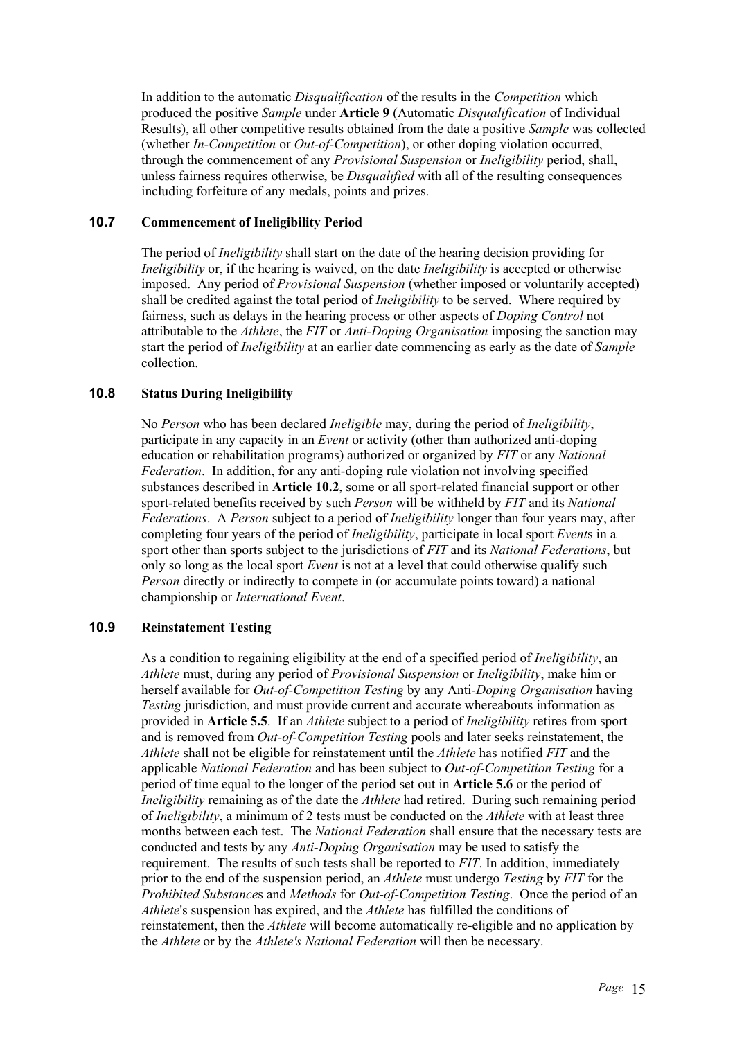In addition to the automatic *Disqualification* of the results in the *Competition* which produced the positive *Sample* under **Article 9** (Automatic *Disqualification* of Individual Results), all other competitive results obtained from the date a positive *Sample* was collected (whether *In-Competition* or *Out-of-Competition*), or other doping violation occurred, through the commencement of any *Provisional Suspension* or *Ineligibility* period, shall, unless fairness requires otherwise, be *Disqualified* with all of the resulting consequences including forfeiture of any medals, points and prizes.

### 10.7 Commencement of Ineligibility Period

The period of *Ineligibility* shall start on the date of the hearing decision providing for *Ineligibility* or, if the hearing is waived, on the date *Ineligibility* is accepted or otherwise imposed. Any period of *Provisional Suspension* (whether imposed or voluntarily accepted) shall be credited against the total period of *Ineligibility* to be served. Where required by fairness, such as delays in the hearing process or other aspects of *Doping Control* not attributable to the *Athlete*, the *FIT* or *Anti-Doping Organisation* imposing the sanction may start the period of *Ineligibility* at an earlier date commencing as early as the date of *Sample* collection.

### 10.8 Status During Ineligibility

No *Person* who has been declared *Ineligible* may, during the period of *Ineligibility*, participate in any capacity in an *Event* or activity (other than authorized anti-doping education or rehabilitation programs) authorized or organized by *FIT* or any *National Federation*. In addition, for any anti-doping rule violation not involving specified substances described in **Article 10.2**, some or all sport-related financial support or other sport-related benefits received by such *Person* will be withheld by *FIT* and its *National Federations*. A *Person* subject to a period of *Ineligibility* longer than four years may, after completing four years of the period of *Ineligibility*, participate in local sport *Event*s in a sport other than sports subject to the jurisdictions of *FIT* and its *National Federations*, but only so long as the local sport *Event* is not at a level that could otherwise qualify such *Person* directly or indirectly to compete in (or accumulate points toward) a national championship or *International Event*.

### 10.9 Reinstatement Testing

As a condition to regaining eligibility at the end of a specified period of *Ineligibility*, an *Athlete* must, during any period of *Provisional Suspension* or *Ineligibility*, make him or herself available for *Out-of-Competition Testing* by any Anti-*Doping Organisation* having *Testing* jurisdiction, and must provide current and accurate whereabouts information as provided in **Article 5.5**. If an *Athlete* subject to a period of *Ineligibility* retires from sport and is removed from *Out-of-Competition Testing* pools and later seeks reinstatement, the *Athlete* shall not be eligible for reinstatement until the *Athlete* has notified *FIT* and the applicable *National Federation* and has been subject to *Out-of-Competition Testing* for a period of time equal to the longer of the period set out in **Article 5.6** or the period of *Ineligibility* remaining as of the date the *Athlete* had retired. During such remaining period of *Ineligibility*, a minimum of 2 tests must be conducted on the *Athlete* with at least three months between each test. The *National Federation* shall ensure that the necessary tests are conducted and tests by any *Anti-Doping Organisation* may be used to satisfy the requirement. The results of such tests shall be reported to *FIT*. In addition, immediately prior to the end of the suspension period, an *Athlete* must undergo *Testing* by *FIT* for the *Prohibited Substance*s and *Methods* for *Out-of-Competition Testing*. Once the period of an *Athlete*'s suspension has expired, and the *Athlete* has fulfilled the conditions of reinstatement, then the *Athlete* will become automatically re-eligible and no application by the *Athlete* or by the *Athlete's National Federation* will then be necessary.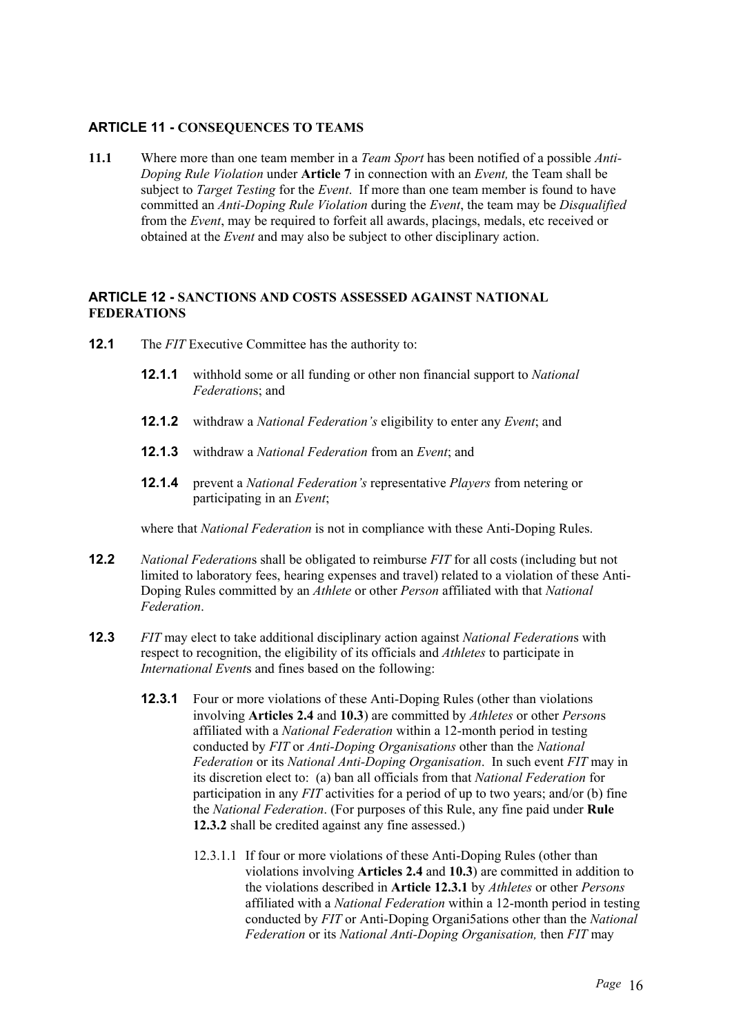### ARTICLE 11 - CONSEQUENCES TO TEAMS

**11.1** Where more than one team member in a *Team Sport* has been notified of a possible *Anti-Doping Rule Violation* under **Article 7** in connection with an *Event,* the Team shall be subject to *Target Testing* for the *Event*. If more than one team member is found to have committed an *Anti-Doping Rule Violation* during the *Event*, the team may be *Disqualified* from the *Event*, may be required to forfeit all awards, placings, medals, etc received or obtained at the *Event* and may also be subject to other disciplinary action.

### ARTICLE 12 - SANCTIONS AND COSTS ASSESSED AGAINST NATIONAL FEDERATIONS

**12.1** The *FIT* Executive Committee has the authority to:

- **12.1.1** withhold some or all funding or other non financial support to *National Federation*s; and
- **12.1.2** withdraw a *National Federation's* eligibility to enter any *Event*; and
- **12.1.3** withdraw a *National Federation* from an *Event*; and
- **12.1.4** prevent a *National Federation's* representative *Players* from netering or participating in an *Event*;

where that *National Federation* is not in compliance with these Anti-Doping Rules.

**12.2** *National Federation*s shall be obligated to reimburse *FIT* for all costs (including but not limited to laboratory fees, hearing expenses and travel) related to a violation of these Anti-Doping Rules committed by an *Athlete* or other *Person* affiliated with that *National Federation*.

**12.3** *FIT* may elect to take additional disciplinary action against *National Federation*s with respect to recognition, the eligibility of its officials and *Athletes* to participate in *International Event*s and fines based on the following:

- **12.3.1** Four or more violations of these Anti-Doping Rules (other than violations involving **Articles 2.4** and **10.3**) are committed by *Athletes* or other *Person*s affiliated with a *National Federation* within a 12-month period in testing conducted by *FIT* or *Anti-Doping Organisations* other than the *National Federation* or its *National Anti-Doping Organisation*. In such event *FIT* may in its discretion elect to: (a) ban all officials from that *National Federation* for participation in any *FIT* activities for a period of up to two years; and/or (b) fine the *National Federation*. (For purposes of this Rule, any fine paid under **Rule 12.3.2** shall be credited against any fine assessed.)
  - 12.3.1.1 If four or more violations of these Anti-Doping Rules (other than violations involving **Articles 2.4** and **10.3**) are committed in addition to the violations described in **Article 12.3.1** by *Athletes* or other *Persons* affiliated with a *National Federation* within a 12-month period in testing conducted by *FIT* or Anti-Doping Organi5ations other than the *National Federation* or its *National Anti-Doping Organisation,* then *FIT* may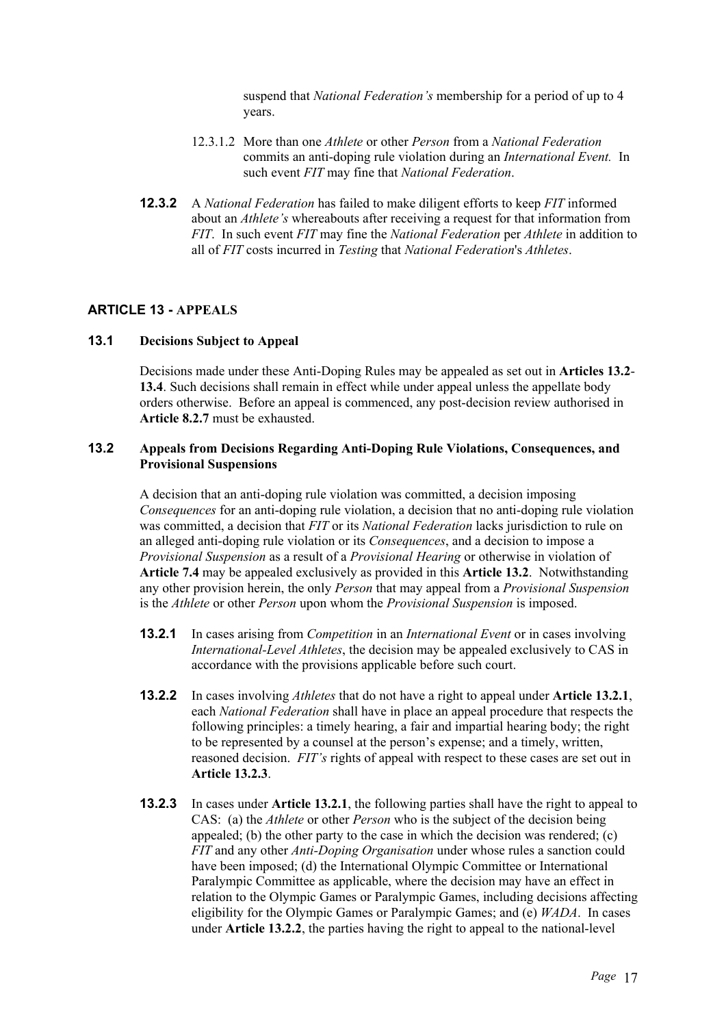suspend that *National Federation's* membership for a period of up to 4 years.

12.3.1.2 More than one *Athlete* or other *Person* from a *National Federation* commits an anti-doping rule violation during an *International Event.* In such event *FIT* may fine that *National Federation*.

**12.3.2** A *National Federation* has failed to make diligent efforts to keep *FIT* informed about an *Athlete's* whereabouts after receiving a request for that information from *FIT*. In such event *FIT* may fine the *National Federation* per *Athlete* in addition to all of *FIT* costs incurred in *Testing* that *National Federation*'s *Athletes*.

## ARTICLE 13 - APPEALS

### 13.1 Decisions Subject to Appeal

Decisions made under these Anti-Doping Rules may be appealed as set out in **Articles 13.2**-**13.4**. Such decisions shall remain in effect while under appeal unless the appellate body orders otherwise. Before an appeal is commenced, any post-decision review authorised in **Article 8.2.7** must be exhausted.

### 13.2 Appeals from Decisions Regarding Anti-Doping Rule Violations, Consequences, and Provisional Suspensions

A decision that an anti-doping rule violation was committed, a decision imposing *Consequences* for an anti-doping rule violation, a decision that no anti-doping rule violation was committed, a decision that *FIT* or its *National Federation* lacks jurisdiction to rule on an alleged anti-doping rule violation or its *Consequences*, and a decision to impose a *Provisional Suspension* as a result of a *Provisional Hearing* or otherwise in violation of **Article 7.4** may be appealed exclusively as provided in this **Article 13.2**. Notwithstanding any other provision herein, the only *Person* that may appeal from a *Provisional Suspension* is the *Athlete* or other *Person* upon whom the *Provisional Suspension* is imposed.

**13.2.1** In cases arising from *Competition* in an *International Event* or in cases involving *International-Level Athletes*, the decision may be appealed exclusively to CAS in accordance with the provisions applicable before such court.

**13.2.2** In cases involving *Athletes* that do not have a right to appeal under **Article 13.2.1**, each *National Federation* shall have in place an appeal procedure that respects the following principles: a timely hearing, a fair and impartial hearing body; the right to be represented by a counsel at the person's expense; and a timely, written, reasoned decision. *FIT's* rights of appeal with respect to these cases are set out in **Article 13.2.3**.

**13.2.3** In cases under **Article 13.2.1**, the following parties shall have the right to appeal to CAS: (a) the *Athlete* or other *Person* who is the subject of the decision being appealed; (b) the other party to the case in which the decision was rendered; (c) *FIT* and any other *Anti-Doping Organisation* under whose rules a sanction could have been imposed; (d) the International Olympic Committee or International Paralympic Committee as applicable, where the decision may have an effect in relation to the Olympic Games or Paralympic Games, including decisions affecting eligibility for the Olympic Games or Paralympic Games; and (e) *WADA*. In cases under **Article 13.2.2**, the parties having the right to appeal to the national-level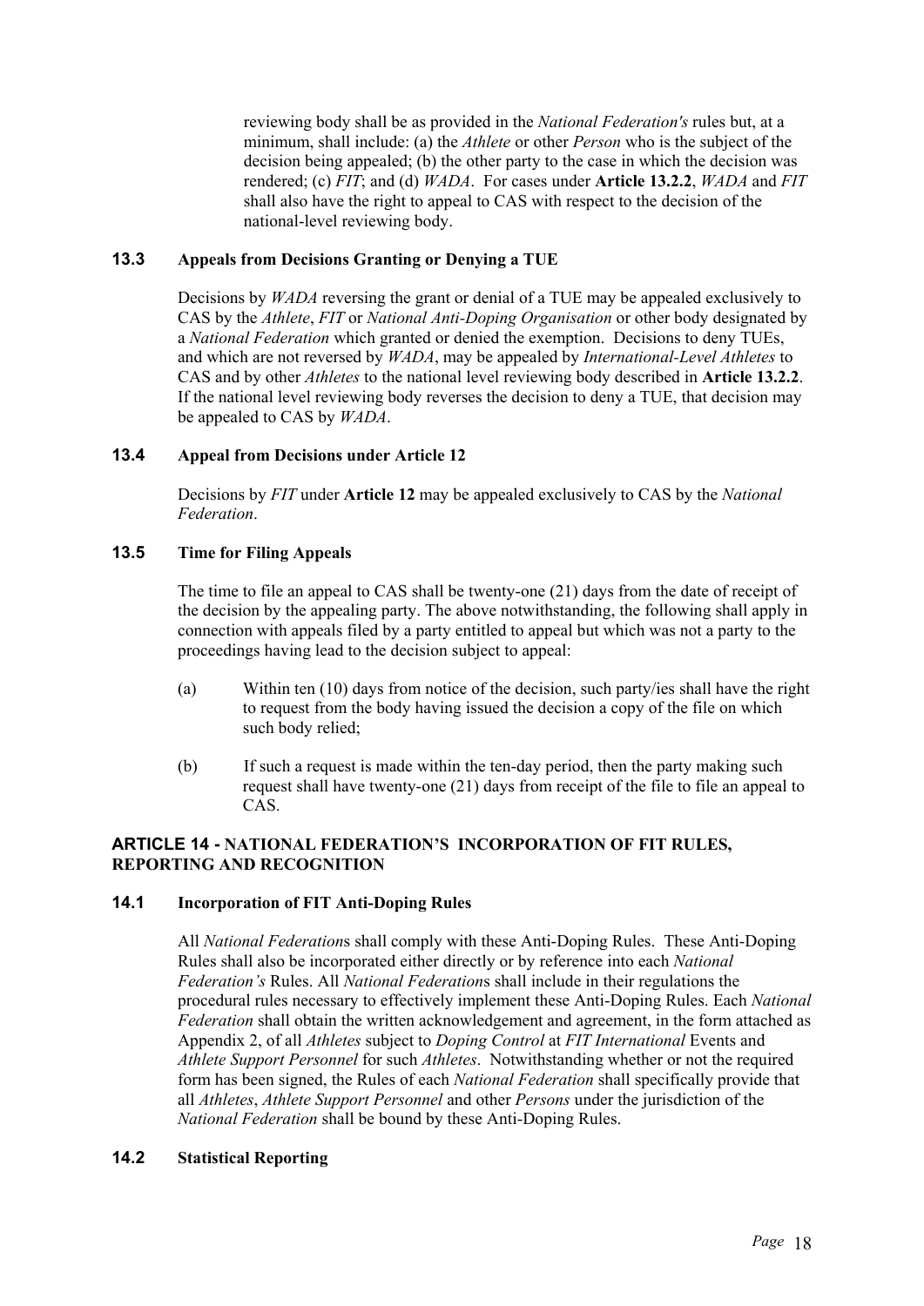reviewing body shall be as provided in the *National Federation's* rules but, at a minimum, shall include: (a) the *Athlete* or other *Person* who is the subject of the decision being appealed; (b) the other party to the case in which the decision was rendered; (c) *FIT*; and (d) *WADA*. For cases under **Article 13.2.2**, *WADA* and *FIT* shall also have the right to appeal to CAS with respect to the decision of the national-level reviewing body.

### 13.3 Appeals from Decisions Granting or Denying a TUE

Decisions by *WADA* reversing the grant or denial of a TUE may be appealed exclusively to CAS by the *Athlete*, *FIT* or *National Anti-Doping Organisation* or other body designated by a *National Federation* which granted or denied the exemption. Decisions to deny TUEs, and which are not reversed by *WADA*, may be appealed by *International-Level Athletes* to CAS and by other *Athletes* to the national level reviewing body described in **Article 13.2.2**. If the national level reviewing body reverses the decision to deny a TUE, that decision may be appealed to CAS by *WADA*.

### 13.4 Appeal from Decisions under Article 12

Decisions by *FIT* under **Article 12** may be appealed exclusively to CAS by the *National Federation*.

### 13.5 Time for Filing Appeals

The time to file an appeal to CAS shall be twenty-one (21) days from the date of receipt of the decision by the appealing party. The above notwithstanding, the following shall apply in connection with appeals filed by a party entitled to appeal but which was not a party to the proceedings having lead to the decision subject to appeal:

(a) Within ten (10) days from notice of the decision, such party/ies shall have the right to request from the body having issued the decision a copy of the file on which such body relied;

(b) If such a request is made within the ten-day period, then the party making such request shall have twenty-one (21) days from receipt of the file to file an appeal to CAS.

## ARTICLE 14 - NATIONAL FEDERATION'S INCORPORATION OF FIT RULES, REPORTING AND RECOGNITION

### 14.1 Incorporation of FIT Anti-Doping Rules

All *National Federation*s shall comply with these Anti-Doping Rules. These Anti-Doping Rules shall also be incorporated either directly or by reference into each *National Federation's* Rules. All *National Federation*s shall include in their regulations the procedural rules necessary to effectively implement these Anti-Doping Rules. Each *National Federation* shall obtain the written acknowledgement and agreement, in the form attached as Appendix 2, of all *Athletes* subject to *Doping Control* at *FIT International* Events and *Athlete Support Personnel* for such *Athletes*. Notwithstanding whether or not the required form has been signed, the Rules of each *National Federation* shall specifically provide that all *Athletes*, *Athlete Support Personnel* and other *Persons* under the jurisdiction of the *National Federation* shall be bound by these Anti-Doping Rules.

### 14.2 Statistical Reporting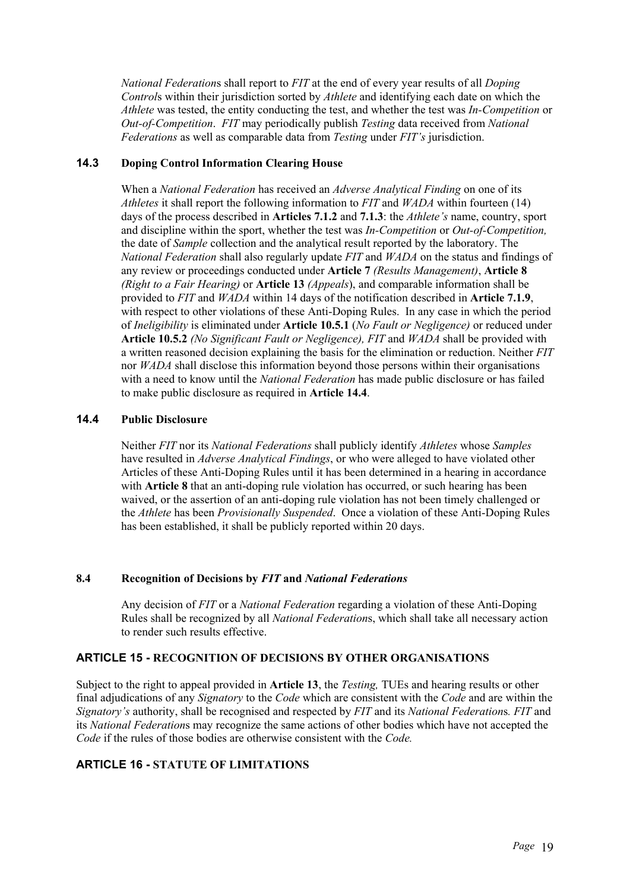*National Federation*s shall report to *FIT* at the end of every year results of all *Doping Control*s within their jurisdiction sorted by *Athlete* and identifying each date on which the *Athlete* was tested, the entity conducting the test, and whether the test was *In-Competition* or *Out-of-Competition*. *FIT* may periodically publish *Testing* data received from *National Federations* as well as comparable data from *Testing* under *FIT's* jurisdiction.

### 14.3 Doping Control Information Clearing House

When a *National Federation* has received an *Adverse Analytical Finding* on one of its *Athletes* it shall report the following information to *FIT* and *WADA* within fourteen (14) days of the process described in **Articles 7.1.2** and **7.1.3**: the *Athlete's* name, country, sport and discipline within the sport, whether the test was *In-Competition* or *Out-of-Competition,* the date of *Sample* collection and the analytical result reported by the laboratory. The *National Federation* shall also regularly update *FIT* and *WADA* on the status and findings of any review or proceedings conducted under **Article 7** *(Results Management)*, **Article 8** *(Right to a Fair Hearing)* or **Article 13** *(Appeals*), and comparable information shall be provided to *FIT* and *WADA* within 14 days of the notification described in **Article 7.1.9**, with respect to other violations of these Anti-Doping Rules. In any case in which the period of *Ineligibility* is eliminated under **Article 10.5.1** (*No Fault or Negligence)* or reduced under **Article 10.5.2** *(No Significant Fault or Negligence), FIT* and *WADA* shall be provided with a written reasoned decision explaining the basis for the elimination or reduction. Neither *FIT* nor *WADA* shall disclose this information beyond those persons within their organisations with a need to know until the *National Federation* has made public disclosure or has failed to make public disclosure as required in **Article 14.4**.

### 14.4 Public Disclosure

Neither *FIT* nor its *National Federations* shall publicly identify *Athletes* whose *Samples* have resulted in *Adverse Analytical Findings*, or who were alleged to have violated other Articles of these Anti-Doping Rules until it has been determined in a hearing in accordance with **Article 8** that an anti-doping rule violation has occurred, or such hearing has been waived, or the assertion of an anti-doping rule violation has not been timely challenged or the *Athlete* has been *Provisionally Suspended*. Once a violation of these Anti-Doping Rules has been established, it shall be publicly reported within 20 days.

### 8.4 Recognition of Decisions by *FIT* and *National Federations*

Any decision of *FIT* or a *National Federation* regarding a violation of these Anti-Doping Rules shall be recognized by all *National Federation*s, which shall take all necessary action to render such results effective.

## ARTICLE 15 - RECOGNITION OF DECISIONS BY OTHER ORGANISATIONS

Subject to the right to appeal provided in **Article 13**, the *Testing,* TUEs and hearing results or other final adjudications of any *Signatory* to the *Code* which are consistent with the *Code* and are within the *Signatory's* authority, shall be recognised and respected by *FIT* and its *National Federation*s. *FIT* and its *National Federation*s may recognize the same actions of other bodies which have not accepted the *Code* if the rules of those bodies are otherwise consistent with the *Code.*

## ARTICLE 16 - STATUTE OF LIMITATIONS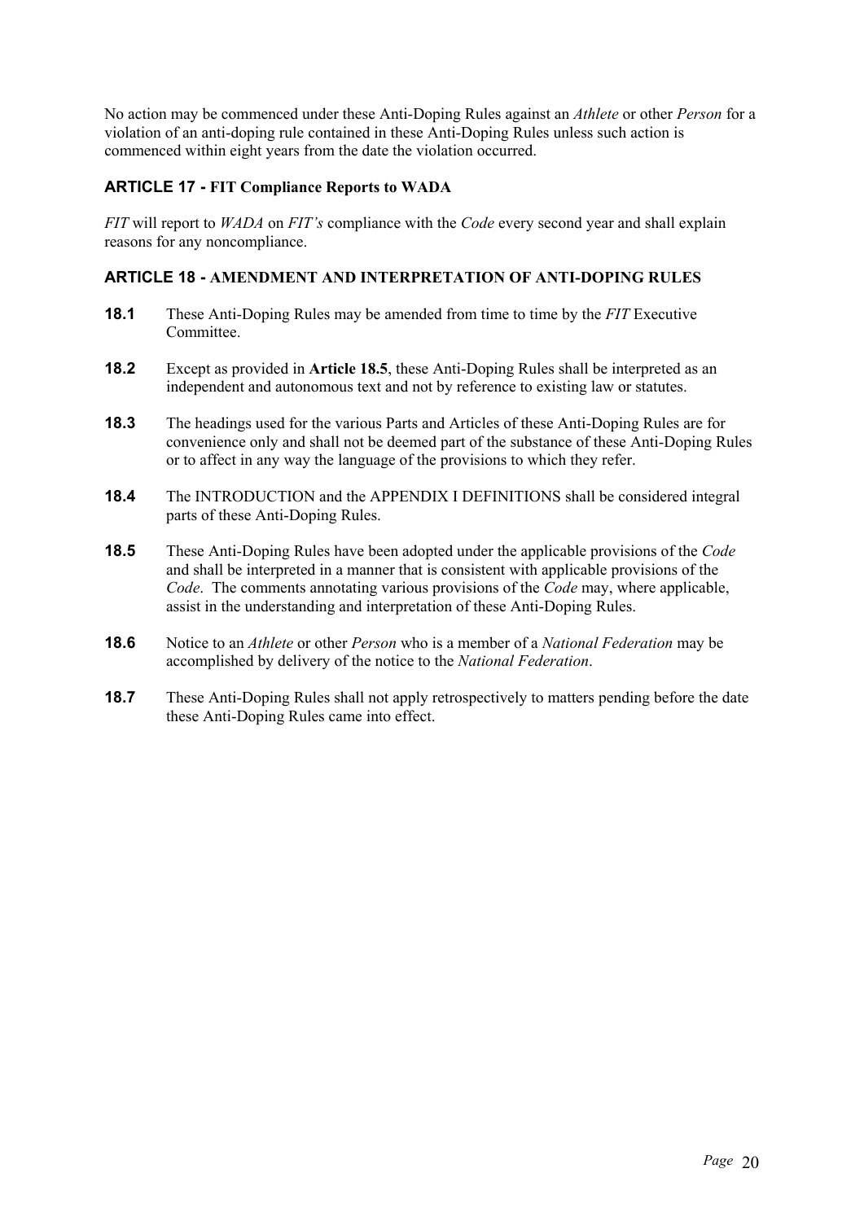No action may be commenced under these Anti-Doping Rules against an *Athlete* or other *Person* for a violation of an anti-doping rule contained in these Anti-Doping Rules unless such action is commenced within eight years from the date the violation occurred.

### ARTICLE 17 - FIT Compliance Reports to WADA

*FIT* will report to *WADA* on *FIT's* compliance with the *Code* every second year and shall explain reasons for any noncompliance.

### ARTICLE 18 - AMENDMENT AND INTERPRETATION OF ANTI-DOPING RULES

**18.1** These Anti-Doping Rules may be amended from time to time by the *FIT* Executive Committee.

**18.2** Except as provided in **Article 18.5**, these Anti-Doping Rules shall be interpreted as an independent and autonomous text and not by reference to existing law or statutes.

**18.3** The headings used for the various Parts and Articles of these Anti-Doping Rules are for convenience only and shall not be deemed part of the substance of these Anti-Doping Rules or to affect in any way the language of the provisions to which they refer.

**18.4** The INTRODUCTION and the APPENDIX I DEFINITIONS shall be considered integral parts of these Anti-Doping Rules.

**18.5** These Anti-Doping Rules have been adopted under the applicable provisions of the *Code* and shall be interpreted in a manner that is consistent with applicable provisions of the *Code*. The comments annotating various provisions of the *Code* may, where applicable, assist in the understanding and interpretation of these Anti-Doping Rules.

**18.6** Notice to an *Athlete* or other *Person* who is a member of a *National Federation* may be accomplished by delivery of the notice to the *National Federation*.

**18.7** These Anti-Doping Rules shall not apply retrospectively to matters pending before the date these Anti-Doping Rules came into effect.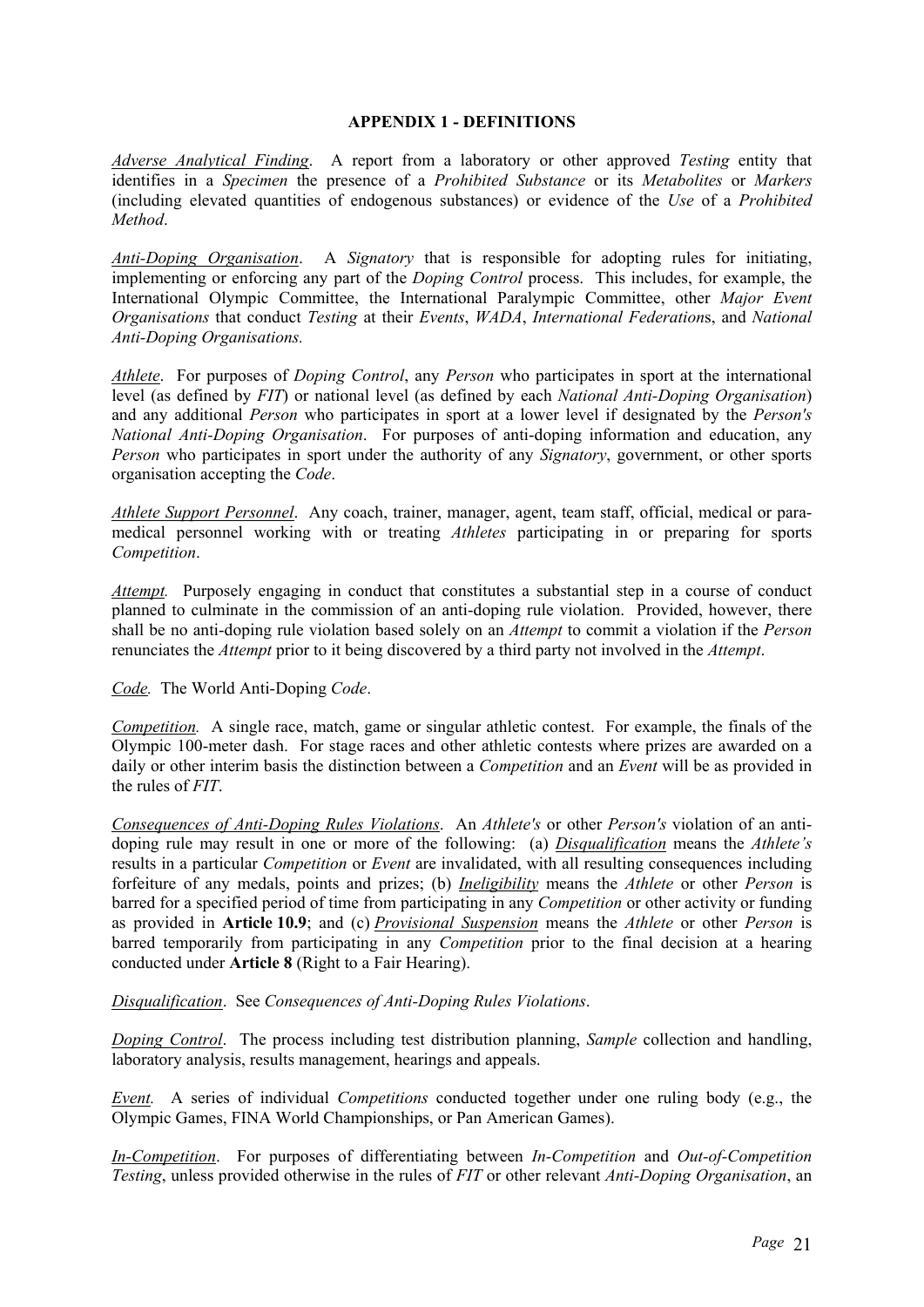## APPENDIX 1 - DEFINITIONS

*Adverse Analytical Finding*. A report from a laboratory or other approved *Testing* entity that identifies in a *Specimen* the presence of a *Prohibited Substance* or its *Metabolites* or *Markers* (including elevated quantities of endogenous substances) or evidence of the *Use* of a *Prohibited Method*.

*Anti-Doping Organisation*. A *Signatory* that is responsible for adopting rules for initiating, implementing or enforcing any part of the *Doping Control* process. This includes, for example, the International Olympic Committee, the International Paralympic Committee, other *Major Event Organisations* that conduct *Testing* at their *Events*, *WADA*, *International Federation*s, and *National Anti-Doping Organisations.*

*Athlete*. For purposes of *Doping Control*, any *Person* who participates in sport at the international level (as defined by *FIT*) or national level (as defined by each *National Anti-Doping Organisation*) and any additional *Person* who participates in sport at a lower level if designated by the *Person's National Anti-Doping Organisation*. For purposes of anti-doping information and education, any *Person* who participates in sport under the authority of any *Signatory*, government, or other sports organisation accepting the *Code*.

*Athlete Support Personnel*. Any coach, trainer, manager, agent, team staff, official, medical or para-medical personnel working with or treating *Athletes* participating in or preparing for sports *Competition*.

*Attempt.* Purposely engaging in conduct that constitutes a substantial step in a course of conduct planned to culminate in the commission of an anti-doping rule violation. Provided, however, there shall be no anti-doping rule violation based solely on an *Attempt* to commit a violation if the *Person* renunciates the *Attempt* prior to it being discovered by a third party not involved in the *Attempt*.

*Code.* The World Anti-Doping *Code*.

*Competition.* A single race, match, game or singular athletic contest. For example, the finals of the Olympic 100-meter dash. For stage races and other athletic contests where prizes are awarded on a daily or other interim basis the distinction between a *Competition* and an *Event* will be as provided in the rules of *FIT*.

*Consequences of Anti-Doping Rules Violations*. An *Athlete's* or other *Person's* violation of an anti-doping rule may result in one or more of the following: (a) ***Disqualification*** means the *Athlete's* results in a particular *Competition* or *Event* are invalidated, with all resulting consequences including forfeiture of any medals, points and prizes; (b) ***Ineligibility*** means the *Athlete* or other *Person* is barred for a specified period of time from participating in any *Competition* or other activity or funding as provided in **Article 10.9**; and (c) ***Provisional Suspension*** means the *Athlete* or other *Person* is barred temporarily from participating in any *Competition* prior to the final decision at a hearing conducted under **Article 8** (Right to a Fair Hearing).

*Disqualification*. See *Consequences of Anti-Doping Rules Violations*.

*Doping Control*. The process including test distribution planning, *Sample* collection and handling, laboratory analysis, results management, hearings and appeals.

*Event.* A series of individual *Competitions* conducted together under one ruling body (e.g., the Olympic Games, FINA World Championships, or Pan American Games).

*In-Competition*. For purposes of differentiating between *In-Competition* and *Out-of-Competition Testing*, unless provided otherwise in the rules of *FIT* or other relevant *Anti-Doping Organisation*, an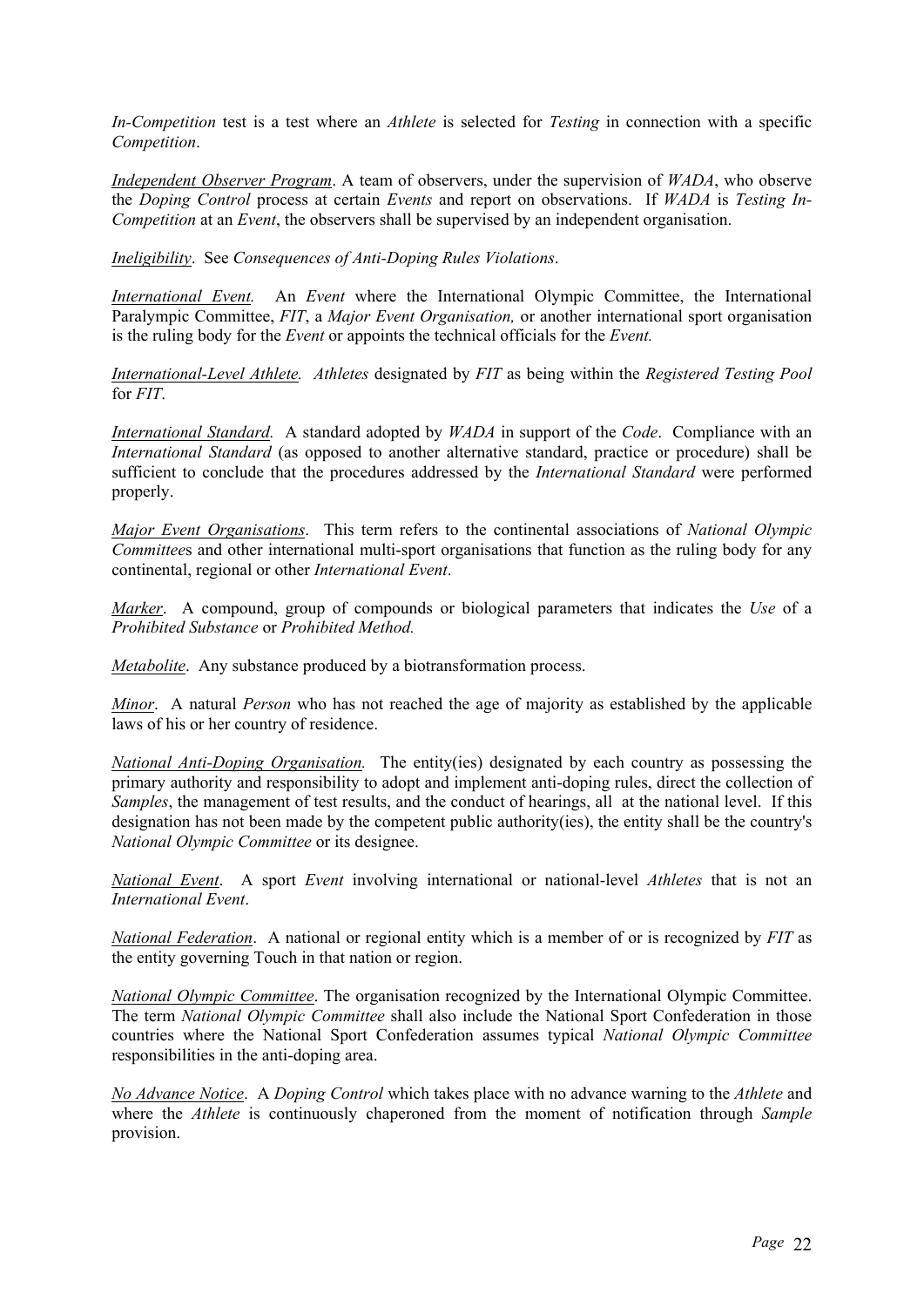*In-Competition* test is a test where an *Athlete* is selected for *Testing* in connection with a specific *Competition*.

*Independent Observer Program*. A team of observers, under the supervision of *WADA*, who observe the *Doping Control* process at certain *Events* and report on observations. If *WADA* is *Testing In-Competition* at an *Event*, the observers shall be supervised by an independent organisation.

*Ineligibility*. See *Consequences of Anti-Doping Rules Violations*.

*International Event.* An *Event* where the International Olympic Committee, the International Paralympic Committee, *FIT*, a *Major Event Organisation,* or another international sport organisation is the ruling body for the *Event* or appoints the technical officials for the *Event.*

*International-Level Athlete. Athletes* designated by *FIT* as being within the *Registered Testing Pool* for *FIT*.

*International Standard.* A standard adopted by *WADA* in support of the *Code*. Compliance with an *International Standard* (as opposed to another alternative standard, practice or procedure) shall be sufficient to conclude that the procedures addressed by the *International Standard* were performed properly.

*Major Event Organisations*. This term refers to the continental associations of *National Olympic Committee*s and other international multi-sport organisations that function as the ruling body for any continental, regional or other *International Event*.

*Marker*. A compound, group of compounds or biological parameters that indicates the *Use* of a *Prohibited Substance* or *Prohibited Method.*

*Metabolite*. Any substance produced by a biotransformation process.

*Minor*. A natural *Person* who has not reached the age of majority as established by the applicable laws of his or her country of residence.

*National Anti-Doping Organisation.* The entity(ies) designated by each country as possessing the primary authority and responsibility to adopt and implement anti-doping rules, direct the collection of *Samples*, the management of test results, and the conduct of hearings, all at the national level. If this designation has not been made by the competent public authority(ies), the entity shall be the country's *National Olympic Committee* or its designee.

*National Event*. A sport *Event* involving international or national-level *Athletes* that is not an *International Event*.

*National Federation*. A national or regional entity which is a member of or is recognized by *FIT* as the entity governing Touch in that nation or region.

*National Olympic Committee*. The organisation recognized by the International Olympic Committee. The term *National Olympic Committee* shall also include the National Sport Confederation in those countries where the National Sport Confederation assumes typical *National Olympic Committee* responsibilities in the anti-doping area.

*No Advance Notice*. A *Doping Control* which takes place with no advance warning to the *Athlete* and where the *Athlete* is continuously chaperoned from the moment of notification through *Sample* provision.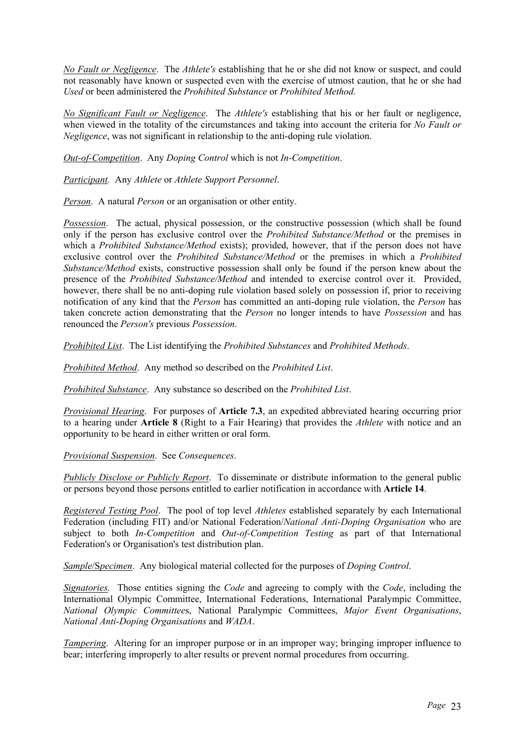_No Fault or Negligence_. The _Athlete's_ establishing that he or she did not know or suspect, and could not reasonably have known or suspected even with the exercise of utmost caution, that he or she had _Used_ or been administered the _Prohibited Substance_ or _Prohibited Method._

_No Significant Fault or Negligence_. The _Athlete's_ establishing that his or her fault or negligence, when viewed in the totality of the circumstances and taking into account the criteria for _No Fault or Negligence_, was not significant in relationship to the anti-doping rule violation.

_Out-of-Competition_. Any _Doping Control_ which is not _In-Competition_.

_Participant._ Any _Athlete_ or _Athlete Support Personnel_.

_Person_. A natural _Person_ or an organisation or other entity.

_Possession_. The actual, physical possession, or the constructive possession (which shall be found only if the person has exclusive control over the _Prohibited Substance/Method_ or the premises in which a _Prohibited Substance/Method_ exists); provided, however, that if the person does not have exclusive control over the _Prohibited Substance/Method_ or the premises in which a _Prohibited Substance/Method_ exists, constructive possession shall only be found if the person knew about the presence of the _Prohibited Substance/Method_ and intended to exercise control over it. Provided, however, there shall be no anti-doping rule violation based solely on possession if, prior to receiving notification of any kind that the _Person_ has committed an anti-doping rule violation, the _Person_ has taken concrete action demonstrating that the _Person_ no longer intends to have _Possession_ and has renounced the _Person's_ previous _Possession_.

_Prohibited List_. The List identifying the _Prohibited Substances_ and _Prohibited Methods_.

_Prohibited Method_. Any method so described on the _Prohibited List_.

_Prohibited Substance_. Any substance so described on the _Prohibited List_.

_Provisional Hearing_. For purposes of **Article 7.3**, an expedited abbreviated hearing occurring prior to a hearing under **Article 8** (Right to a Fair Hearing) that provides the _Athlete_ with notice and an opportunity to be heard in either written or oral form.

_Provisional Suspension_. See _Consequences_.

_Publicly Disclose or Publicly Report_. To disseminate or distribute information to the general public or persons beyond those persons entitled to earlier notification in accordance with **Article 14**.

_Registered Testing Pool_. The pool of top level _Athletes_ established separately by each International Federation (including FIT) and/or National Federation/_National Anti-Doping Organisation_ who are subject to both _In-Competition_ and _Out-of-Competition Testing_ as part of that International Federation's or Organisation's test distribution plan.

_Sample_/_Specimen_. Any biological material collected for the purposes of _Doping Control_.

_Signatories._ Those entities signing the _Code_ and agreeing to comply with the _Code_, including the International Olympic Committee, International Federations, International Paralympic Committee, _National Olympic Committees_, National Paralympic Committees, _Major Event Organisations_, _National Anti-Doping Organisations_ and _WADA_.

_Tampering_. Altering for an improper purpose or in an improper way; bringing improper influence to bear; interfering improperly to alter results or prevent normal procedures from occurring.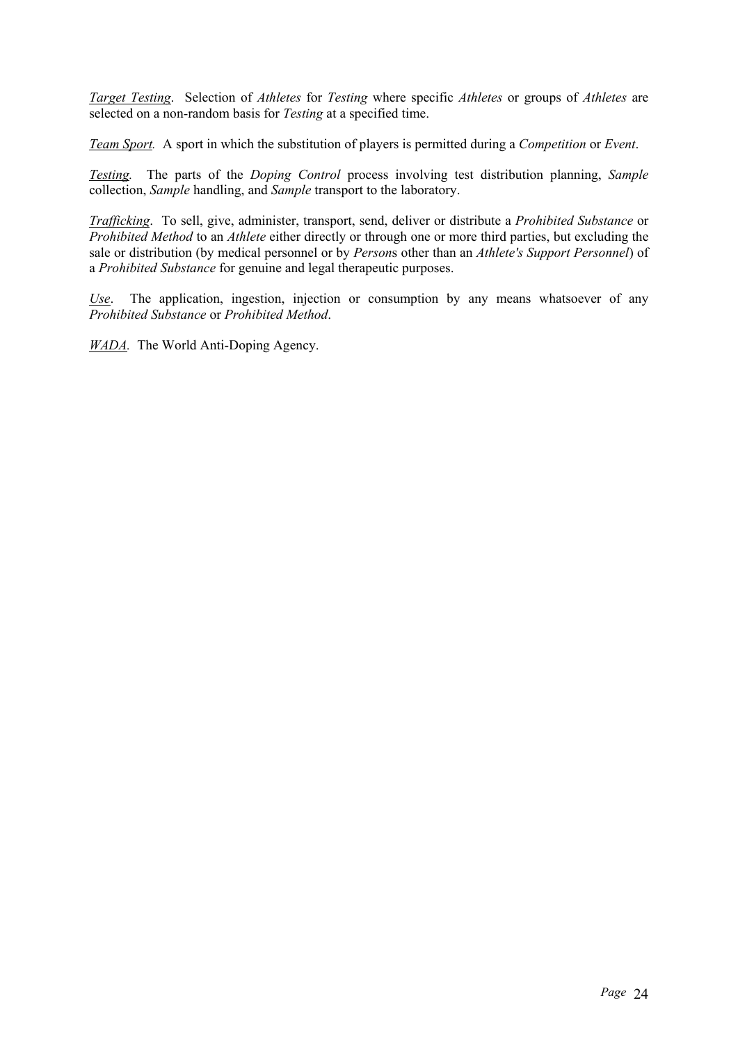*Target Testing*. Selection of *Athletes* for *Testing* where specific *Athletes* or groups of *Athletes* are selected on a non-random basis for *Testing* at a specified time.

*Team Sport.* A sport in which the substitution of players is permitted during a *Competition* or *Event*.

*Testing.* The parts of the *Doping Control* process involving test distribution planning, *Sample* collection, *Sample* handling, and *Sample* transport to the laboratory.

*Trafficking*. To sell, give, administer, transport, send, deliver or distribute a *Prohibited Substance* or *Prohibited Method* to an *Athlete* either directly or through one or more third parties, but excluding the sale or distribution (by medical personnel or by *Person*s other than an *Athlete's Support Personnel*) of a *Prohibited Substance* for genuine and legal therapeutic purposes.

*Use*. The application, ingestion, injection or consumption by any means whatsoever of any *Prohibited Substance* or *Prohibited Method*.

*WADA.* The World Anti-Doping Agency.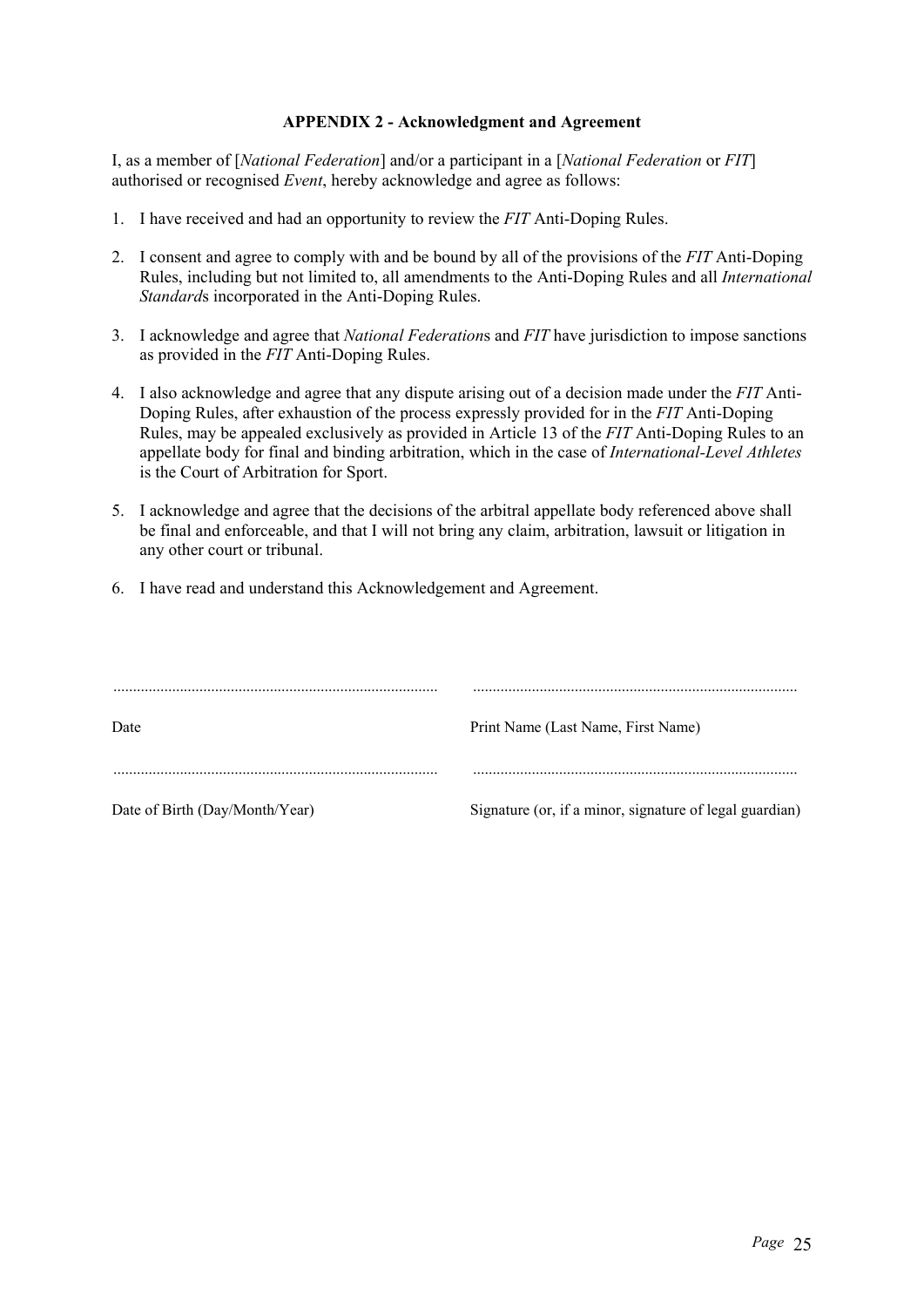**APPENDIX 2 - Acknowledgment and Agreement**

I, as a member of [*National Federation*] and/or a participant in a [*National Federation* or *FIT*] authorised or recognised *Event*, hereby acknowledge and agree as follows:

1. I have received and had an opportunity to review the *FIT* Anti-Doping Rules.
2. I consent and agree to comply with and be bound by all of the provisions of the *FIT* Anti-Doping Rules, including but not limited to, all amendments to the Anti-Doping Rules and all *International Standard*s incorporated in the Anti-Doping Rules.
3. I acknowledge and agree that *National Federation*s and *FIT* have jurisdiction to impose sanctions as provided in the *FIT* Anti-Doping Rules.
4. I also acknowledge and agree that any dispute arising out of a decision made under the *FIT* Anti-Doping Rules, after exhaustion of the process expressly provided for in the *FIT* Anti-Doping Rules, may be appealed exclusively as provided in Article 13 of the *FIT* Anti-Doping Rules to an appellate body for final and binding arbitration, which in the case of *International-Level Athletes* is the Court of Arbitration for Sport.
5. I acknowledge and agree that the decisions of the arbitral appellate body referenced above shall be final and enforceable, and that I will not bring any claim, arbitration, lawsuit or litigation in any other court or tribunal.
6. I have read and understand this Acknowledgement and Agreement.

| | |
|---|---|
| .................................................................................. | .................................................................................. |
| Date | Print Name (Last Name, First Name) |
| .................................................................................. | .................................................................................. |
| Date of Birth (Day/Month/Year) | Signature (or, if a minor, signature of legal guardian) |